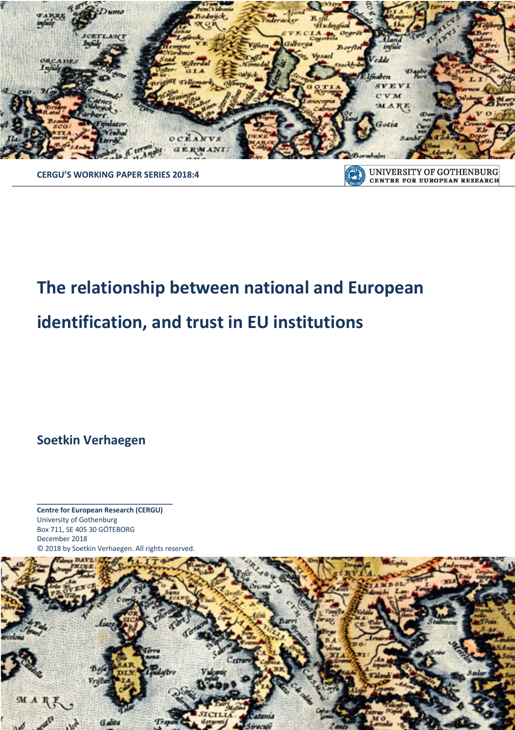CERGU'S WORKING PAPER SERIES 2018:4

UNIVERSITY OF GOTHENBURG
CENTRE FOR EUROPEAN RESEARCH

# The relationship between national and European identification, and trust in EU institutions

**Soetkin Verhaegen**

**Centre for European Research (CERGU)**
University of Gothenburg
Box 711, SE 405 30 GÖTEBORG
December 2018
© 2018 by Soetkin Verhaegen. All rights reserved.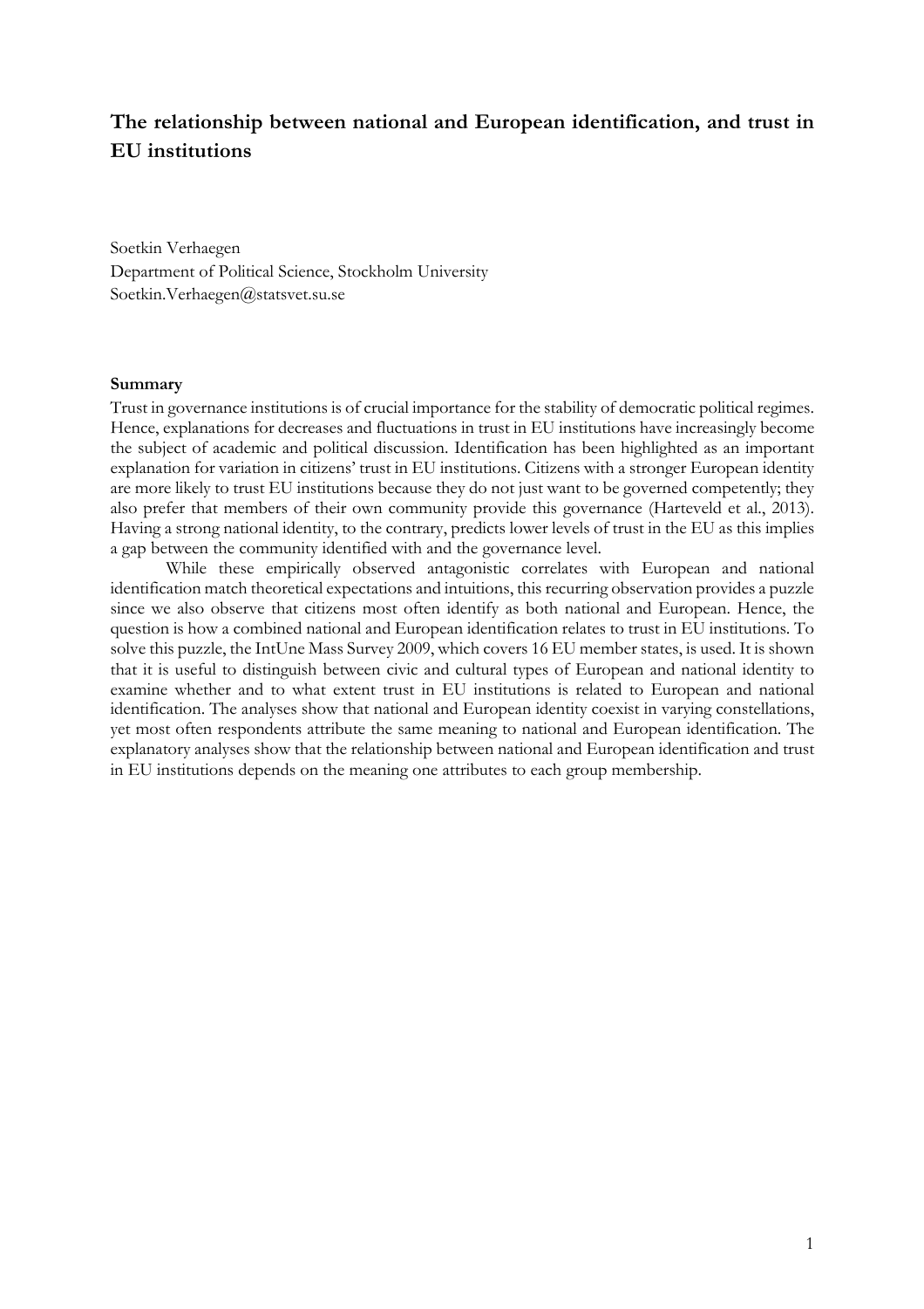# The relationship between national and European identification, and trust in EU institutions

Soetkin Verhaegen
Department of Political Science, Stockholm University
Soetkin.Verhaegen@statsvet.su.se

**Summary**

Trust in governance institutions is of crucial importance for the stability of democratic political regimes. Hence, explanations for decreases and fluctuations in trust in EU institutions have increasingly become the subject of academic and political discussion. Identification has been highlighted as an important explanation for variation in citizens' trust in EU institutions. Citizens with a stronger European identity are more likely to trust EU institutions because they do not just want to be governed competently; they also prefer that members of their own community provide this governance (Harteveld et al., 2013). Having a strong national identity, to the contrary, predicts lower levels of trust in the EU as this implies a gap between the community identified with and the governance level.

While these empirically observed antagonistic correlates with European and national identification match theoretical expectations and intuitions, this recurring observation provides a puzzle since we also observe that citizens most often identify as both national and European. Hence, the question is how a combined national and European identification relates to trust in EU institutions. To solve this puzzle, the IntUne Mass Survey 2009, which covers 16 EU member states, is used. It is shown that it is useful to distinguish between civic and cultural types of European and national identity to examine whether and to what extent trust in EU institutions is related to European and national identification. The analyses show that national and European identity coexist in varying constellations, yet most often respondents attribute the same meaning to national and European identification. The explanatory analyses show that the relationship between national and European identification and trust in EU institutions depends on the meaning one attributes to each group membership.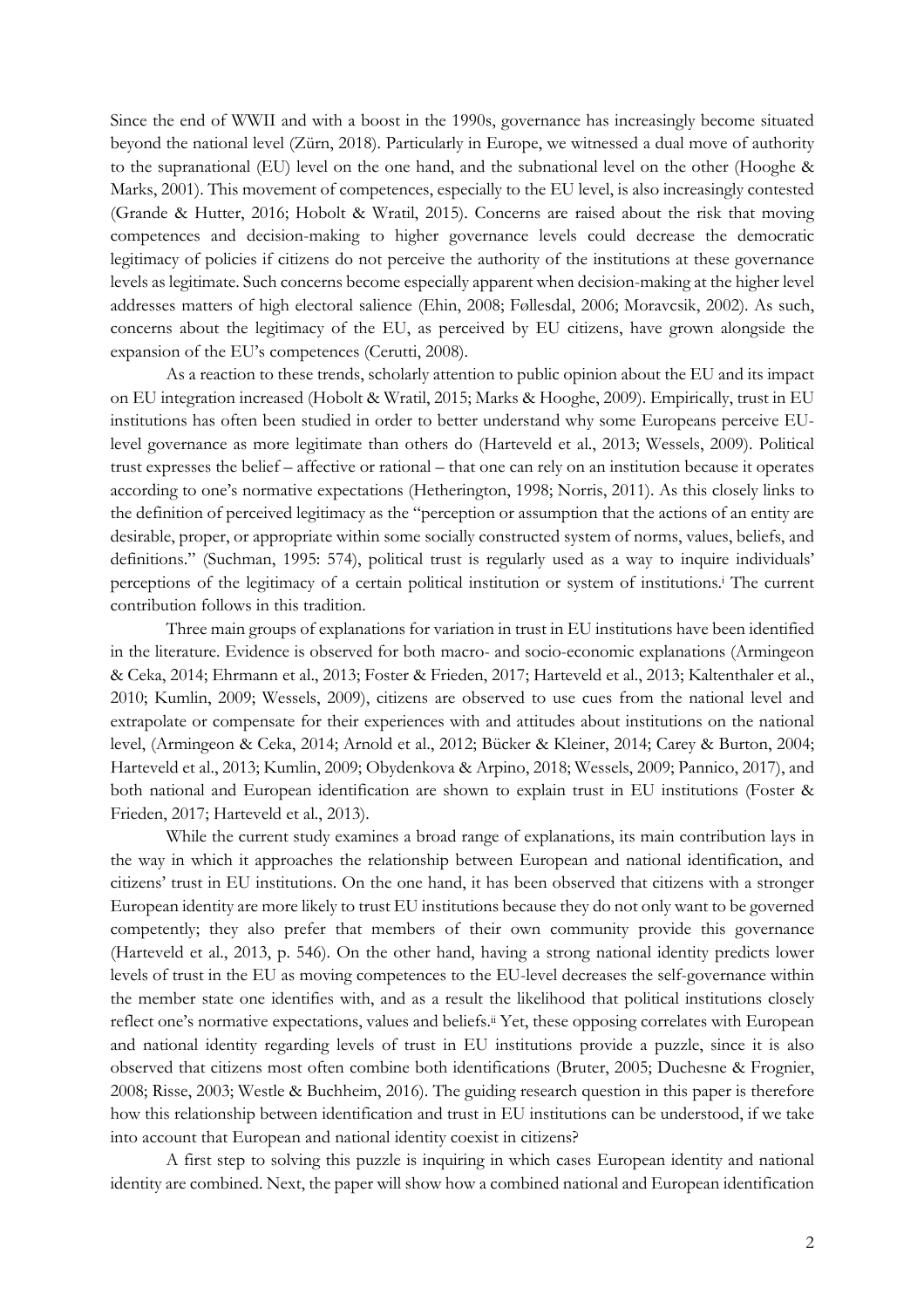Since the end of WWII and with a boost in the 1990s, governance has increasingly become situated beyond the national level (Zürn, 2018). Particularly in Europe, we witnessed a dual move of authority to the supranational (EU) level on the one hand, and the subnational level on the other (Hooghe & Marks, 2001). This movement of competences, especially to the EU level, is also increasingly contested (Grande & Hutter, 2016; Hobolt & Wratil, 2015). Concerns are raised about the risk that moving competences and decision-making to higher governance levels could decrease the democratic legitimacy of policies if citizens do not perceive the authority of the institutions at these governance levels as legitimate. Such concerns become especially apparent when decision-making at the higher level addresses matters of high electoral salience (Ehin, 2008; Føllesdal, 2006; Moravcsik, 2002). As such, concerns about the legitimacy of the EU, as perceived by EU citizens, have grown alongside the expansion of the EU's competences (Cerutti, 2008).

As a reaction to these trends, scholarly attention to public opinion about the EU and its impact on EU integration increased (Hobolt & Wratil, 2015; Marks & Hooghe, 2009). Empirically, trust in EU institutions has often been studied in order to better understand why some Europeans perceive EU-level governance as more legitimate than others do (Harteveld et al., 2013; Wessels, 2009). Political trust expresses the belief – affective or rational – that one can rely on an institution because it operates according to one's normative expectations (Hetherington, 1998; Norris, 2011). As this closely links to the definition of perceived legitimacy as the "perception or assumption that the actions of an entity are desirable, proper, or appropriate within some socially constructed system of norms, values, beliefs, and definitions." (Suchman, 1995: 574), political trust is regularly used as a way to inquire individuals' perceptions of the legitimacy of a certain political institution or system of institutions.[i] The current contribution follows in this tradition.

Three main groups of explanations for variation in trust in EU institutions have been identified in the literature. Evidence is observed for both macro- and socio-economic explanations (Armingeon & Ceka, 2014; Ehrmann et al., 2013; Foster & Frieden, 2017; Harteveld et al., 2013; Kaltenthaler et al., 2010; Kumlin, 2009; Wessels, 2009), citizens are observed to use cues from the national level and extrapolate or compensate for their experiences with and attitudes about institutions on the national level, (Armingeon & Ceka, 2014; Arnold et al., 2012; Bücker & Kleiner, 2014; Carey & Burton, 2004; Harteveld et al., 2013; Kumlin, 2009; Obydenkova & Arpino, 2018; Wessels, 2009; Pannico, 2017), and both national and European identification are shown to explain trust in EU institutions (Foster & Frieden, 2017; Harteveld et al., 2013).

While the current study examines a broad range of explanations, its main contribution lays in the way in which it approaches the relationship between European and national identification, and citizens' trust in EU institutions. On the one hand, it has been observed that citizens with a stronger European identity are more likely to trust EU institutions because they do not only want to be governed competently; they also prefer that members of their own community provide this governance (Harteveld et al., 2013, p. 546). On the other hand, having a strong national identity predicts lower levels of trust in the EU as moving competences to the EU-level decreases the self-governance within the member state one identifies with, and as a result the likelihood that political institutions closely reflect one's normative expectations, values and beliefs.[ii] Yet, these opposing correlates with European and national identity regarding levels of trust in EU institutions provide a puzzle, since it is also observed that citizens most often combine both identifications (Bruter, 2005; Duchesne & Frognier, 2008; Risse, 2003; Westle & Buchheim, 2016). The guiding research question in this paper is therefore how this relationship between identification and trust in EU institutions can be understood, if we take into account that European and national identity coexist in citizens?

A first step to solving this puzzle is inquiring in which cases European identity and national identity are combined. Next, the paper will show how a combined national and European identification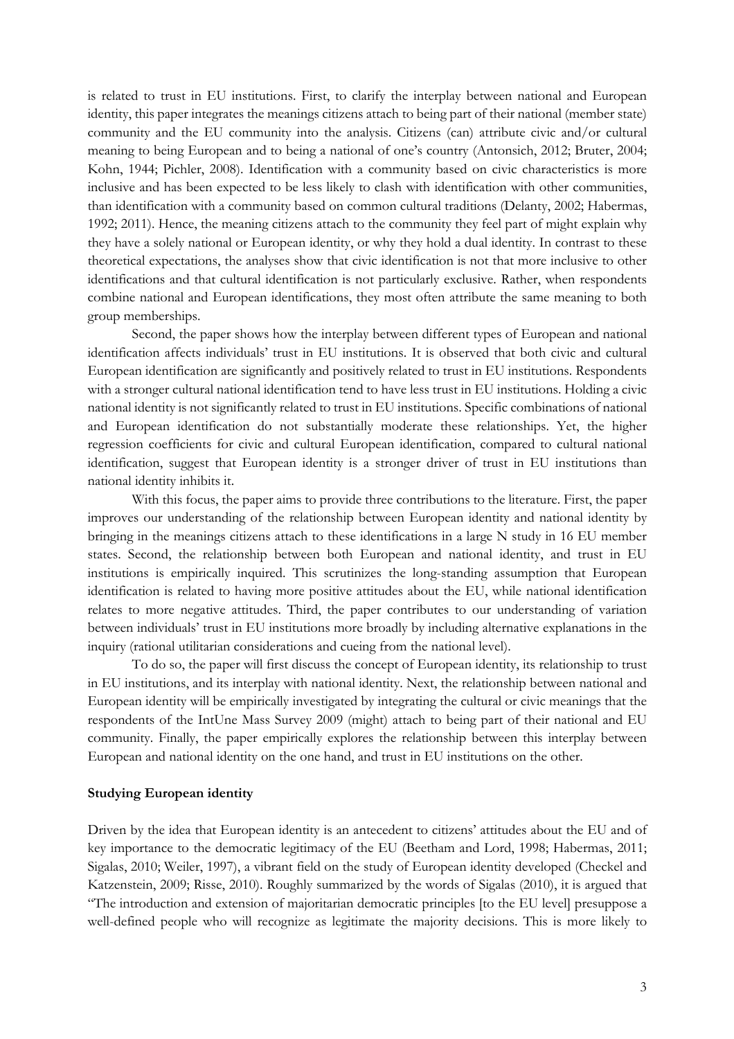is related to trust in EU institutions. First, to clarify the interplay between national and European identity, this paper integrates the meanings citizens attach to being part of their national (member state) community and the EU community into the analysis. Citizens (can) attribute civic and/or cultural meaning to being European and to being a national of one's country (Antonsich, 2012; Bruter, 2004; Kohn, 1944; Pichler, 2008). Identification with a community based on civic characteristics is more inclusive and has been expected to be less likely to clash with identification with other communities, than identification with a community based on common cultural traditions (Delanty, 2002; Habermas, 1992; 2011). Hence, the meaning citizens attach to the community they feel part of might explain why they have a solely national or European identity, or why they hold a dual identity. In contrast to these theoretical expectations, the analyses show that civic identification is not that more inclusive to other identifications and that cultural identification is not particularly exclusive. Rather, when respondents combine national and European identifications, they most often attribute the same meaning to both group memberships.

Second, the paper shows how the interplay between different types of European and national identification affects individuals' trust in EU institutions. It is observed that both civic and cultural European identification are significantly and positively related to trust in EU institutions. Respondents with a stronger cultural national identification tend to have less trust in EU institutions. Holding a civic national identity is not significantly related to trust in EU institutions. Specific combinations of national and European identification do not substantially moderate these relationships. Yet, the higher regression coefficients for civic and cultural European identification, compared to cultural national identification, suggest that European identity is a stronger driver of trust in EU institutions than national identity inhibits it.

With this focus, the paper aims to provide three contributions to the literature. First, the paper improves our understanding of the relationship between European identity and national identity by bringing in the meanings citizens attach to these identifications in a large N study in 16 EU member states. Second, the relationship between both European and national identity, and trust in EU institutions is empirically inquired. This scrutinizes the long-standing assumption that European identification is related to having more positive attitudes about the EU, while national identification relates to more negative attitudes. Third, the paper contributes to our understanding of variation between individuals' trust in EU institutions more broadly by including alternative explanations in the inquiry (rational utilitarian considerations and cueing from the national level).

To do so, the paper will first discuss the concept of European identity, its relationship to trust in EU institutions, and its interplay with national identity. Next, the relationship between national and European identity will be empirically investigated by integrating the cultural or civic meanings that the respondents of the IntUne Mass Survey 2009 (might) attach to being part of their national and EU community. Finally, the paper empirically explores the relationship between this interplay between European and national identity on the one hand, and trust in EU institutions on the other.

**Studying European identity**

Driven by the idea that European identity is an antecedent to citizens' attitudes about the EU and of key importance to the democratic legitimacy of the EU (Beetham and Lord, 1998; Habermas, 2011; Sigalas, 2010; Weiler, 1997), a vibrant field on the study of European identity developed (Checkel and Katzenstein, 2009; Risse, 2010). Roughly summarized by the words of Sigalas (2010), it is argued that "The introduction and extension of majoritarian democratic principles [to the EU level] presuppose a well-defined people who will recognize as legitimate the majority decisions. This is more likely to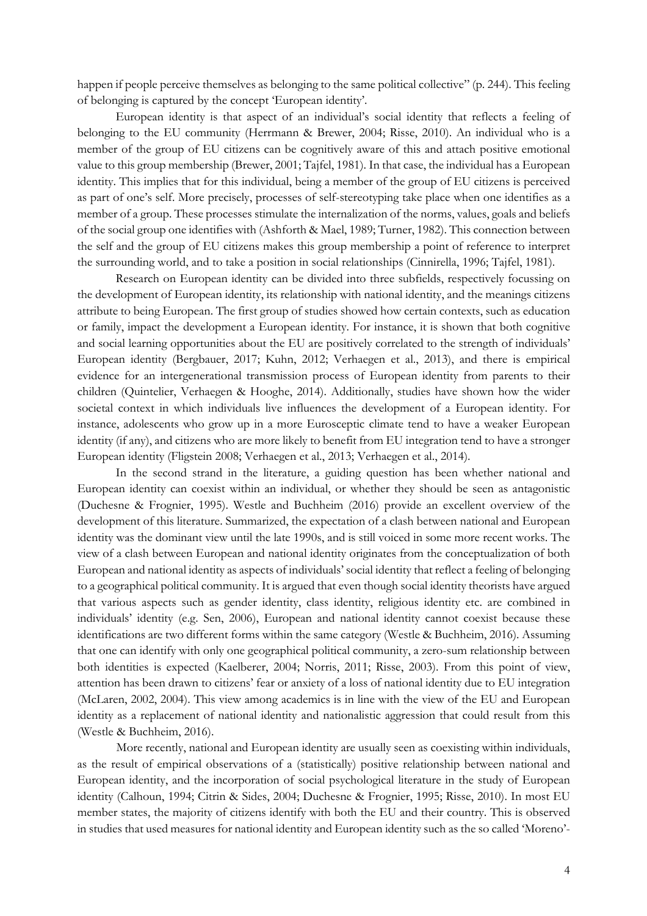happen if people perceive themselves as belonging to the same political collective" (p. 244). This feeling of belonging is captured by the concept 'European identity'.

European identity is that aspect of an individual's social identity that reflects a feeling of belonging to the EU community (Herrmann & Brewer, 2004; Risse, 2010). An individual who is a member of the group of EU citizens can be cognitively aware of this and attach positive emotional value to this group membership (Brewer, 2001; Tajfel, 1981). In that case, the individual has a European identity. This implies that for this individual, being a member of the group of EU citizens is perceived as part of one's self. More precisely, processes of self-stereotyping take place when one identifies as a member of a group. These processes stimulate the internalization of the norms, values, goals and beliefs of the social group one identifies with (Ashforth & Mael, 1989; Turner, 1982). This connection between the self and the group of EU citizens makes this group membership a point of reference to interpret the surrounding world, and to take a position in social relationships (Cinnirella, 1996; Tajfel, 1981).

Research on European identity can be divided into three subfields, respectively focussing on the development of European identity, its relationship with national identity, and the meanings citizens attribute to being European. The first group of studies showed how certain contexts, such as education or family, impact the development a European identity. For instance, it is shown that both cognitive and social learning opportunities about the EU are positively correlated to the strength of individuals' European identity (Bergbauer, 2017; Kuhn, 2012; Verhaegen et al., 2013), and there is empirical evidence for an intergenerational transmission process of European identity from parents to their children (Quintelier, Verhaegen & Hooghe, 2014). Additionally, studies have shown how the wider societal context in which individuals live influences the development of a European identity. For instance, adolescents who grow up in a more Eurosceptic climate tend to have a weaker European identity (if any), and citizens who are more likely to benefit from EU integration tend to have a stronger European identity (Fligstein 2008; Verhaegen et al., 2013; Verhaegen et al., 2014).

In the second strand in the literature, a guiding question has been whether national and European identity can coexist within an individual, or whether they should be seen as antagonistic (Duchesne & Frognier, 1995). Westle and Buchheim (2016) provide an excellent overview of the development of this literature. Summarized, the expectation of a clash between national and European identity was the dominant view until the late 1990s, and is still voiced in some more recent works. The view of a clash between European and national identity originates from the conceptualization of both European and national identity as aspects of individuals' social identity that reflect a feeling of belonging to a geographical political community. It is argued that even though social identity theorists have argued that various aspects such as gender identity, class identity, religious identity etc. are combined in individuals' identity (e.g. Sen, 2006), European and national identity cannot coexist because these identifications are two different forms within the same category (Westle & Buchheim, 2016). Assuming that one can identify with only one geographical political community, a zero-sum relationship between both identities is expected (Kaelberer, 2004; Norris, 2011; Risse, 2003). From this point of view, attention has been drawn to citizens' fear or anxiety of a loss of national identity due to EU integration (McLaren, 2002, 2004). This view among academics is in line with the view of the EU and European identity as a replacement of national identity and nationalistic aggression that could result from this (Westle & Buchheim, 2016).

More recently, national and European identity are usually seen as coexisting within individuals, as the result of empirical observations of a (statistically) positive relationship between national and European identity, and the incorporation of social psychological literature in the study of European identity (Calhoun, 1994; Citrin & Sides, 2004; Duchesne & Frognier, 1995; Risse, 2010). In most EU member states, the majority of citizens identify with both the EU and their country. This is observed in studies that used measures for national identity and European identity such as the so called 'Moreno'-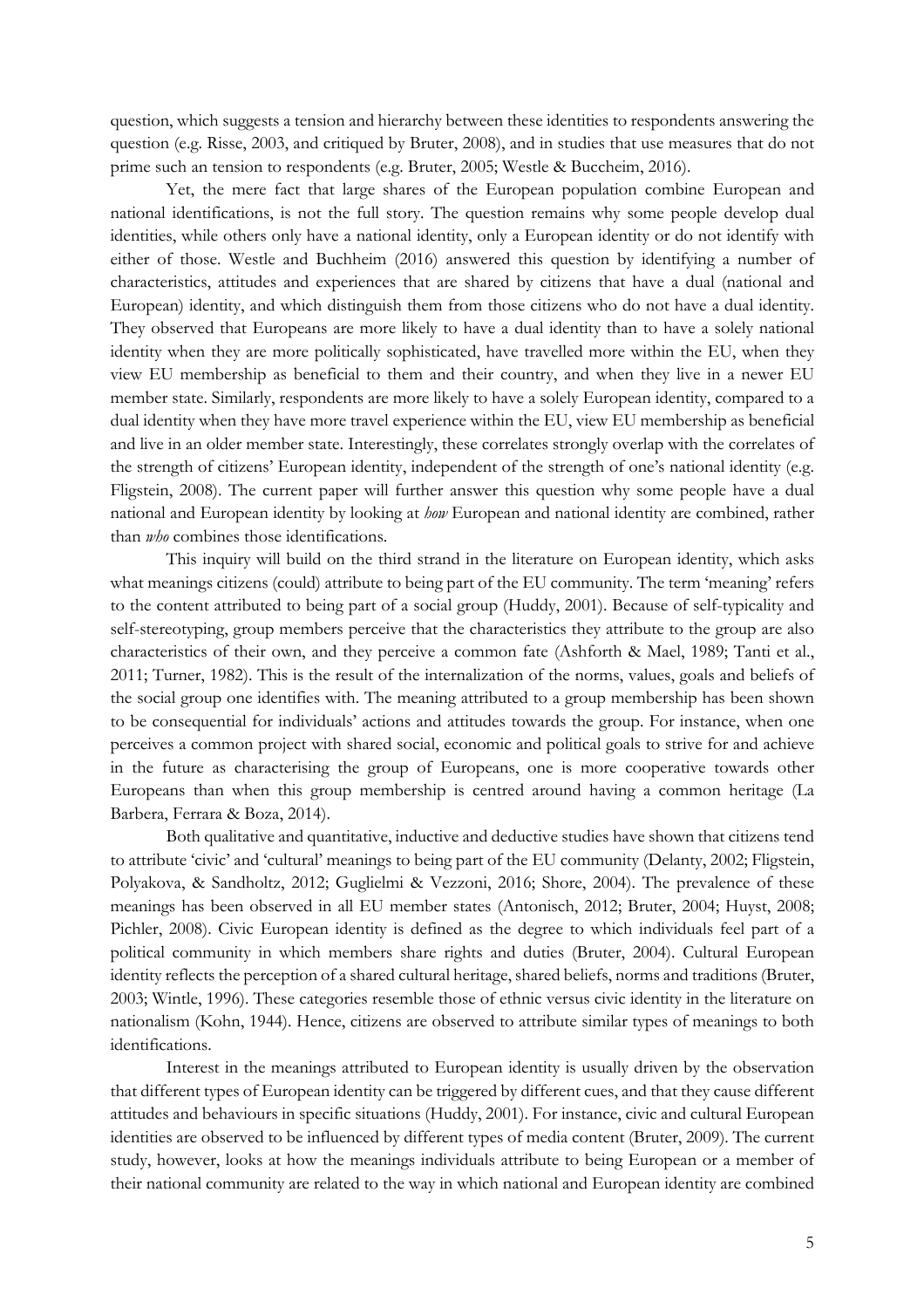question, which suggests a tension and hierarchy between these identities to respondents answering the question (e.g. Risse, 2003, and critiqued by Bruter, 2008), and in studies that use measures that do not prime such an tension to respondents (e.g. Bruter, 2005; Westle & Buccheim, 2016).

Yet, the mere fact that large shares of the European population combine European and national identifications, is not the full story. The question remains why some people develop dual identities, while others only have a national identity, only a European identity or do not identify with either of those. Westle and Buchheim (2016) answered this question by identifying a number of characteristics, attitudes and experiences that are shared by citizens that have a dual (national and European) identity, and which distinguish them from those citizens who do not have a dual identity. They observed that Europeans are more likely to have a dual identity than to have a solely national identity when they are more politically sophisticated, have travelled more within the EU, when they view EU membership as beneficial to them and their country, and when they live in a newer EU member state. Similarly, respondents are more likely to have a solely European identity, compared to a dual identity when they have more travel experience within the EU, view EU membership as beneficial and live in an older member state. Interestingly, these correlates strongly overlap with the correlates of the strength of citizens' European identity, independent of the strength of one's national identity (e.g. Fligstein, 2008). The current paper will further answer this question why some people have a dual national and European identity by looking at *how* European and national identity are combined, rather than *who* combines those identifications.

This inquiry will build on the third strand in the literature on European identity, which asks what meanings citizens (could) attribute to being part of the EU community. The term 'meaning' refers to the content attributed to being part of a social group (Huddy, 2001). Because of self-typicality and self-stereotyping, group members perceive that the characteristics they attribute to the group are also characteristics of their own, and they perceive a common fate (Ashforth & Mael, 1989; Tanti et al., 2011; Turner, 1982). This is the result of the internalization of the norms, values, goals and beliefs of the social group one identifies with. The meaning attributed to a group membership has been shown to be consequential for individuals' actions and attitudes towards the group. For instance, when one perceives a common project with shared social, economic and political goals to strive for and achieve in the future as characterising the group of Europeans, one is more cooperative towards other Europeans than when this group membership is centred around having a common heritage (La Barbera, Ferrara & Boza, 2014).

Both qualitative and quantitative, inductive and deductive studies have shown that citizens tend to attribute 'civic' and 'cultural' meanings to being part of the EU community (Delanty, 2002; Fligstein, Polyakova, & Sandholtz, 2012; Guglielmi & Vezzoni, 2016; Shore, 2004). The prevalence of these meanings has been observed in all EU member states (Antonisch, 2012; Bruter, 2004; Huyst, 2008; Pichler, 2008). Civic European identity is defined as the degree to which individuals feel part of a political community in which members share rights and duties (Bruter, 2004). Cultural European identity reflects the perception of a shared cultural heritage, shared beliefs, norms and traditions (Bruter, 2003; Wintle, 1996). These categories resemble those of ethnic versus civic identity in the literature on nationalism (Kohn, 1944). Hence, citizens are observed to attribute similar types of meanings to both identifications.

Interest in the meanings attributed to European identity is usually driven by the observation that different types of European identity can be triggered by different cues, and that they cause different attitudes and behaviours in specific situations (Huddy, 2001). For instance, civic and cultural European identities are observed to be influenced by different types of media content (Bruter, 2009). The current study, however, looks at how the meanings individuals attribute to being European or a member of their national community are related to the way in which national and European identity are combined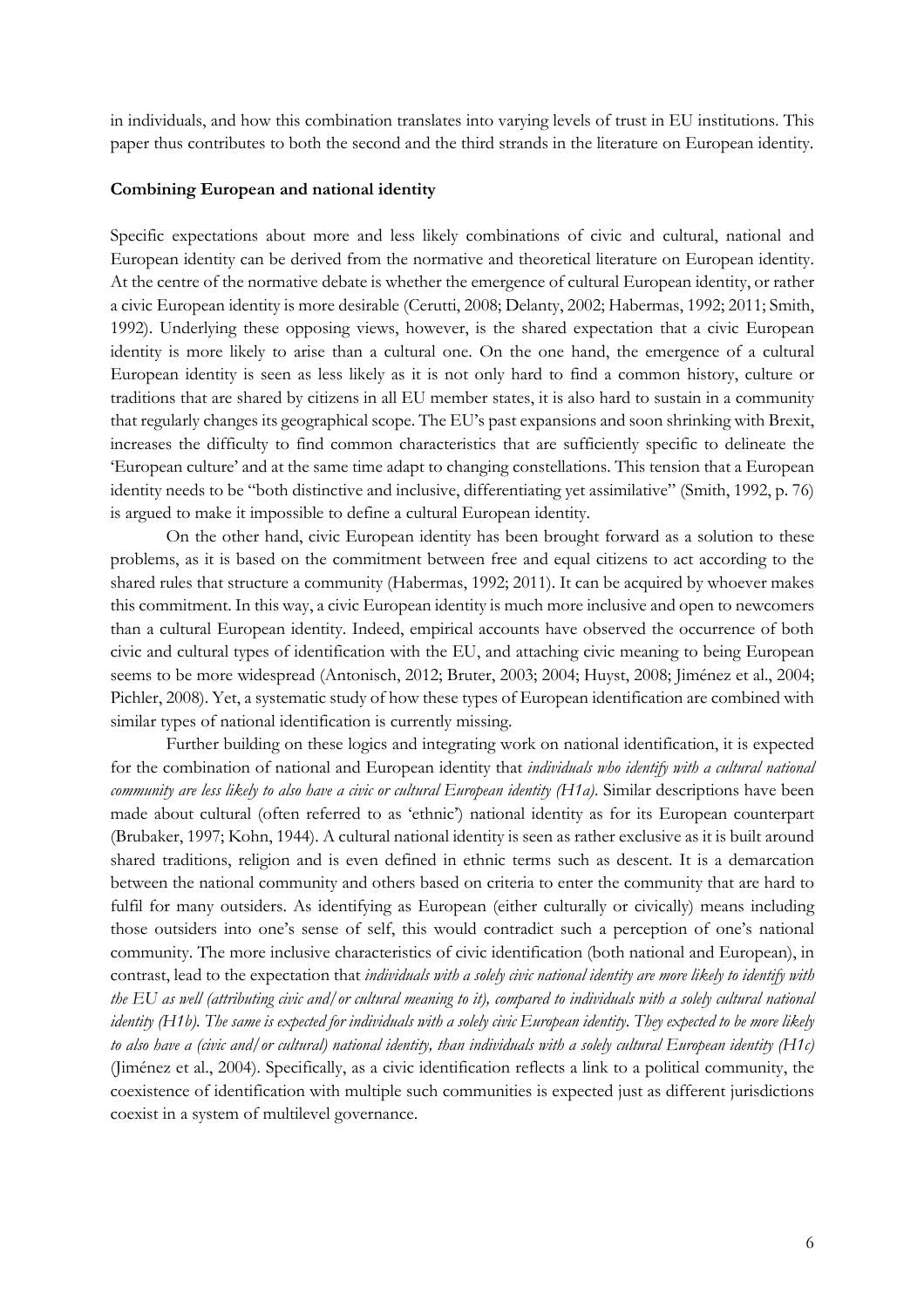in individuals, and how this combination translates into varying levels of trust in EU institutions. This paper thus contributes to both the second and the third strands in the literature on European identity.

**Combining European and national identity**

Specific expectations about more and less likely combinations of civic and cultural, national and European identity can be derived from the normative and theoretical literature on European identity. At the centre of the normative debate is whether the emergence of cultural European identity, or rather a civic European identity is more desirable (Cerutti, 2008; Delanty, 2002; Habermas, 1992; 2011; Smith, 1992). Underlying these opposing views, however, is the shared expectation that a civic European identity is more likely to arise than a cultural one. On the one hand, the emergence of a cultural European identity is seen as less likely as it is not only hard to find a common history, culture or traditions that are shared by citizens in all EU member states, it is also hard to sustain in a community that regularly changes its geographical scope. The EU's past expansions and soon shrinking with Brexit, increases the difficulty to find common characteristics that are sufficiently specific to delineate the 'European culture' and at the same time adapt to changing constellations. This tension that a European identity needs to be "both distinctive and inclusive, differentiating yet assimilative" (Smith, 1992, p. 76) is argued to make it impossible to define a cultural European identity.

On the other hand, civic European identity has been brought forward as a solution to these problems, as it is based on the commitment between free and equal citizens to act according to the shared rules that structure a community (Habermas, 1992; 2011). It can be acquired by whoever makes this commitment. In this way, a civic European identity is much more inclusive and open to newcomers than a cultural European identity. Indeed, empirical accounts have observed the occurrence of both civic and cultural types of identification with the EU, and attaching civic meaning to being European seems to be more widespread (Antonisch, 2012; Bruter, 2003; 2004; Huyst, 2008; Jiménez et al., 2004; Pichler, 2008). Yet, a systematic study of how these types of European identification are combined with similar types of national identification is currently missing.

Further building on these logics and integrating work on national identification, it is expected for the combination of national and European identity that *individuals who identify with a cultural national community are less likely to also have a civic or cultural European identity (H1a)*. Similar descriptions have been made about cultural (often referred to as 'ethnic') national identity as for its European counterpart (Brubaker, 1997; Kohn, 1944). A cultural national identity is seen as rather exclusive as it is built around shared traditions, religion and is even defined in ethnic terms such as descent. It is a demarcation between the national community and others based on criteria to enter the community that are hard to fulfil for many outsiders. As identifying as European (either culturally or civically) means including those outsiders into one's sense of self, this would contradict such a perception of one's national community. The more inclusive characteristics of civic identification (both national and European), in contrast, lead to the expectation that *individuals with a solely civic national identity are more likely to identify with the EU as well (attributing civic and/or cultural meaning to it), compared to individuals with a solely cultural national identity (H1b). The same is expected for individuals with a solely civic European identity. They expected to be more likely to also have a (civic and/or cultural) national identity, than individuals with a solely cultural European identity (H1c)* (Jiménez et al., 2004). Specifically, as a civic identification reflects a link to a political community, the coexistence of identification with multiple such communities is expected just as different jurisdictions coexist in a system of multilevel governance.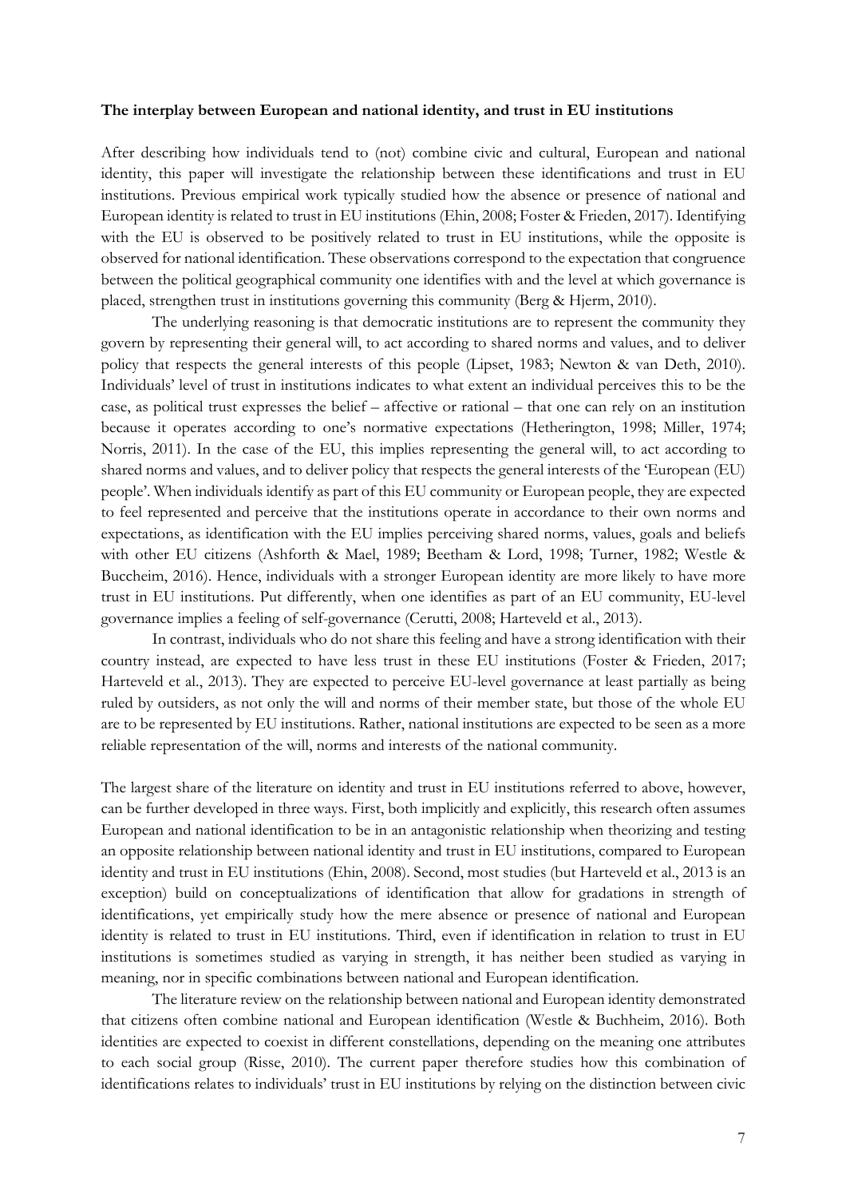**The interplay between European and national identity, and trust in EU institutions**

After describing how individuals tend to (not) combine civic and cultural, European and national identity, this paper will investigate the relationship between these identifications and trust in EU institutions. Previous empirical work typically studied how the absence or presence of national and European identity is related to trust in EU institutions (Ehin, 2008; Foster & Frieden, 2017). Identifying with the EU is observed to be positively related to trust in EU institutions, while the opposite is observed for national identification. These observations correspond to the expectation that congruence between the political geographical community one identifies with and the level at which governance is placed, strengthen trust in institutions governing this community (Berg & Hjerm, 2010).

The underlying reasoning is that democratic institutions are to represent the community they govern by representing their general will, to act according to shared norms and values, and to deliver policy that respects the general interests of this people (Lipset, 1983; Newton & van Deth, 2010). Individuals' level of trust in institutions indicates to what extent an individual perceives this to be the case, as political trust expresses the belief – affective or rational – that one can rely on an institution because it operates according to one's normative expectations (Hetherington, 1998; Miller, 1974; Norris, 2011). In the case of the EU, this implies representing the general will, to act according to shared norms and values, and to deliver policy that respects the general interests of the 'European (EU) people'. When individuals identify as part of this EU community or European people, they are expected to feel represented and perceive that the institutions operate in accordance to their own norms and expectations, as identification with the EU implies perceiving shared norms, values, goals and beliefs with other EU citizens (Ashforth & Mael, 1989; Beetham & Lord, 1998; Turner, 1982; Westle & Buccheim, 2016). Hence, individuals with a stronger European identity are more likely to have more trust in EU institutions. Put differently, when one identifies as part of an EU community, EU-level governance implies a feeling of self-governance (Cerutti, 2008; Harteveld et al., 2013).

In contrast, individuals who do not share this feeling and have a strong identification with their country instead, are expected to have less trust in these EU institutions (Foster & Frieden, 2017; Harteveld et al., 2013). They are expected to perceive EU-level governance at least partially as being ruled by outsiders, as not only the will and norms of their member state, but those of the whole EU are to be represented by EU institutions. Rather, national institutions are expected to be seen as a more reliable representation of the will, norms and interests of the national community.

The largest share of the literature on identity and trust in EU institutions referred to above, however, can be further developed in three ways. First, both implicitly and explicitly, this research often assumes European and national identification to be in an antagonistic relationship when theorizing and testing an opposite relationship between national identity and trust in EU institutions, compared to European identity and trust in EU institutions (Ehin, 2008). Second, most studies (but Harteveld et al., 2013 is an exception) build on conceptualizations of identification that allow for gradations in strength of identifications, yet empirically study how the mere absence or presence of national and European identity is related to trust in EU institutions. Third, even if identification in relation to trust in EU institutions is sometimes studied as varying in strength, it has neither been studied as varying in meaning, nor in specific combinations between national and European identification.

The literature review on the relationship between national and European identity demonstrated that citizens often combine national and European identification (Westle & Buchheim, 2016). Both identities are expected to coexist in different constellations, depending on the meaning one attributes to each social group (Risse, 2010). The current paper therefore studies how this combination of identifications relates to individuals' trust in EU institutions by relying on the distinction between civic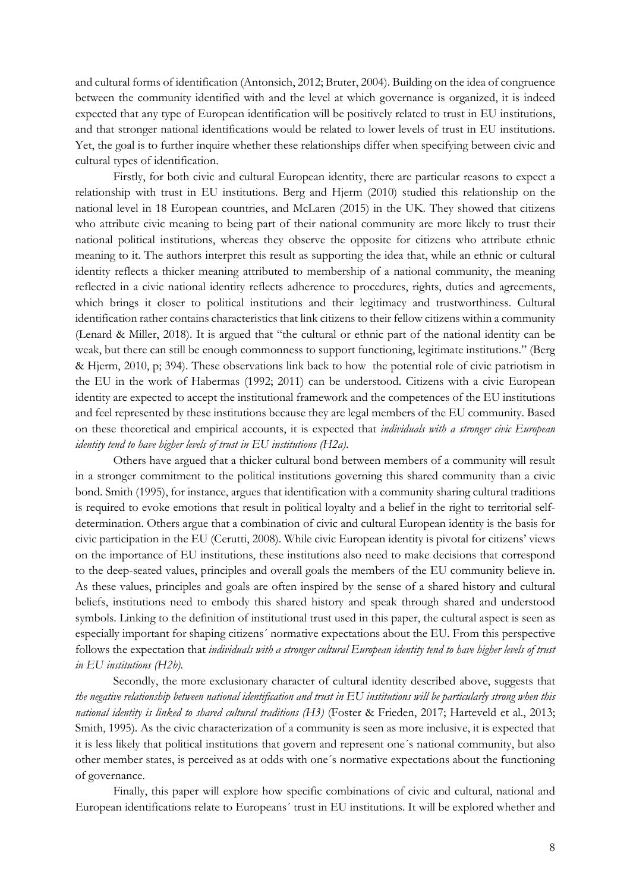and cultural forms of identification (Antonsich, 2012; Bruter, 2004). Building on the idea of congruence between the community identified with and the level at which governance is organized, it is indeed expected that any type of European identification will be positively related to trust in EU institutions, and that stronger national identifications would be related to lower levels of trust in EU institutions. Yet, the goal is to further inquire whether these relationships differ when specifying between civic and cultural types of identification.

Firstly, for both civic and cultural European identity, there are particular reasons to expect a relationship with trust in EU institutions. Berg and Hjerm (2010) studied this relationship on the national level in 18 European countries, and McLaren (2015) in the UK. They showed that citizens who attribute civic meaning to being part of their national community are more likely to trust their national political institutions, whereas they observe the opposite for citizens who attribute ethnic meaning to it. The authors interpret this result as supporting the idea that, while an ethnic or cultural identity reflects a thicker meaning attributed to membership of a national community, the meaning reflected in a civic national identity reflects adherence to procedures, rights, duties and agreements, which brings it closer to political institutions and their legitimacy and trustworthiness. Cultural identification rather contains characteristics that link citizens to their fellow citizens within a community (Lenard & Miller, 2018). It is argued that "the cultural or ethnic part of the national identity can be weak, but there can still be enough commonness to support functioning, legitimate institutions." (Berg & Hjerm, 2010, p; 394). These observations link back to how the potential role of civic patriotism in the EU in the work of Habermas (1992; 2011) can be understood. Citizens with a civic European identity are expected to accept the institutional framework and the competences of the EU institutions and feel represented by these institutions because they are legal members of the EU community. Based on these theoretical and empirical accounts, it is expected that *individuals with a stronger civic European identity tend to have higher levels of trust in EU institutions (H2a).*

Others have argued that a thicker cultural bond between members of a community will result in a stronger commitment to the political institutions governing this shared community than a civic bond. Smith (1995), for instance, argues that identification with a community sharing cultural traditions is required to evoke emotions that result in political loyalty and a belief in the right to territorial self-determination. Others argue that a combination of civic and cultural European identity is the basis for civic participation in the EU (Cerutti, 2008). While civic European identity is pivotal for citizens' views on the importance of EU institutions, these institutions also need to make decisions that correspond to the deep-seated values, principles and overall goals the members of the EU community believe in. As these values, principles and goals are often inspired by the sense of a shared history and cultural beliefs, institutions need to embody this shared history and speak through shared and understood symbols. Linking to the definition of institutional trust used in this paper, the cultural aspect is seen as especially important for shaping citizens´ normative expectations about the EU. From this perspective follows the expectation that *individuals with a stronger cultural European identity tend to have higher levels of trust in EU institutions (H2b).*

Secondly, the more exclusionary character of cultural identity described above, suggests that *the negative relationship between national identification and trust in EU institutions will be particularly strong when this national identity is linked to shared cultural traditions (H3)* (Foster & Frieden, 2017; Harteveld et al., 2013; Smith, 1995). As the civic characterization of a community is seen as more inclusive, it is expected that it is less likely that political institutions that govern and represent one´s national community, but also other member states, is perceived as at odds with one´s normative expectations about the functioning of governance.

Finally, this paper will explore how specific combinations of civic and cultural, national and European identifications relate to Europeans´ trust in EU institutions. It will be explored whether and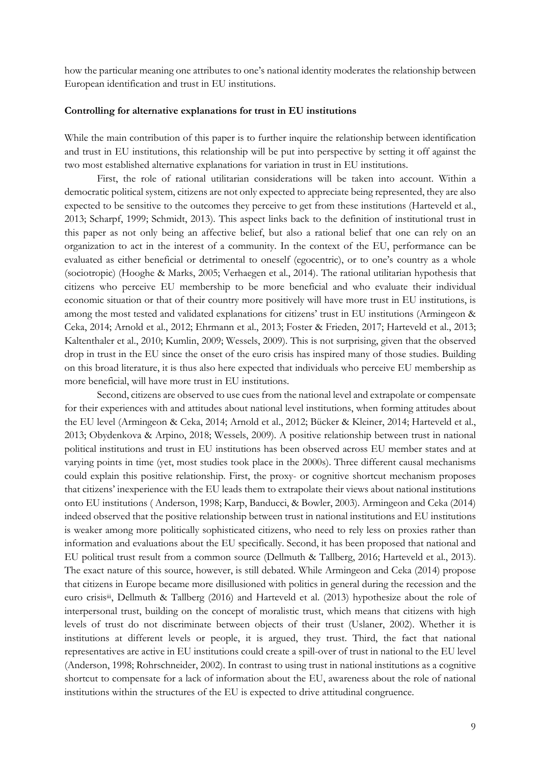how the particular meaning one attributes to one's national identity moderates the relationship between European identification and trust in EU institutions.

**Controlling for alternative explanations for trust in EU institutions**

While the main contribution of this paper is to further inquire the relationship between identification and trust in EU institutions, this relationship will be put into perspective by setting it off against the two most established alternative explanations for variation in trust in EU institutions.

First, the role of rational utilitarian considerations will be taken into account. Within a democratic political system, citizens are not only expected to appreciate being represented, they are also expected to be sensitive to the outcomes they perceive to get from these institutions (Harteveld et al., 2013; Scharpf, 1999; Schmidt, 2013). This aspect links back to the definition of institutional trust in this paper as not only being an affective belief, but also a rational belief that one can rely on an organization to act in the interest of a community. In the context of the EU, performance can be evaluated as either beneficial or detrimental to oneself (egocentric), or to one's country as a whole (sociotropic) (Hooghe & Marks, 2005; Verhaegen et al., 2014). The rational utilitarian hypothesis that citizens who perceive EU membership to be more beneficial and who evaluate their individual economic situation or that of their country more positively will have more trust in EU institutions, is among the most tested and validated explanations for citizens' trust in EU institutions (Armingeon & Ceka, 2014; Arnold et al., 2012; Ehrmann et al., 2013; Foster & Frieden, 2017; Harteveld et al., 2013; Kaltenthaler et al., 2010; Kumlin, 2009; Wessels, 2009). This is not surprising, given that the observed drop in trust in the EU since the onset of the euro crisis has inspired many of those studies. Building on this broad literature, it is thus also here expected that individuals who perceive EU membership as more beneficial, will have more trust in EU institutions.

Second, citizens are observed to use cues from the national level and extrapolate or compensate for their experiences with and attitudes about national level institutions, when forming attitudes about the EU level (Armingeon & Ceka, 2014; Arnold et al., 2012; Bücker & Kleiner, 2014; Harteveld et al., 2013; Obydenkova & Arpino, 2018; Wessels, 2009). A positive relationship between trust in national political institutions and trust in EU institutions has been observed across EU member states and at varying points in time (yet, most studies took place in the 2000s). Three different causal mechanisms could explain this positive relationship. First, the proxy- or cognitive shortcut mechanism proposes that citizens' inexperience with the EU leads them to extrapolate their views about national institutions onto EU institutions ( Anderson, 1998; Karp, Banducci, & Bowler, 2003). Armingeon and Ceka (2014) indeed observed that the positive relationship between trust in national institutions and EU institutions is weaker among more politically sophisticated citizens, who need to rely less on proxies rather than information and evaluations about the EU specifically. Second, it has been proposed that national and EU political trust result from a common source (Dellmuth & Tallberg, 2016; Harteveld et al., 2013). The exact nature of this source, however, is still debated. While Armingeon and Ceka (2014) propose that citizens in Europe became more disillusioned with politics in general during the recession and the euro crisis[iii], Dellmuth & Tallberg (2016) and Harteveld et al. (2013) hypothesize about the role of interpersonal trust, building on the concept of moralistic trust, which means that citizens with high levels of trust do not discriminate between objects of their trust (Uslaner, 2002). Whether it is institutions at different levels or people, it is argued, they trust. Third, the fact that national representatives are active in EU institutions could create a spill-over of trust in national to the EU level (Anderson, 1998; Rohrschneider, 2002). In contrast to using trust in national institutions as a cognitive shortcut to compensate for a lack of information about the EU, awareness about the role of national institutions within the structures of the EU is expected to drive attitudinal congruence.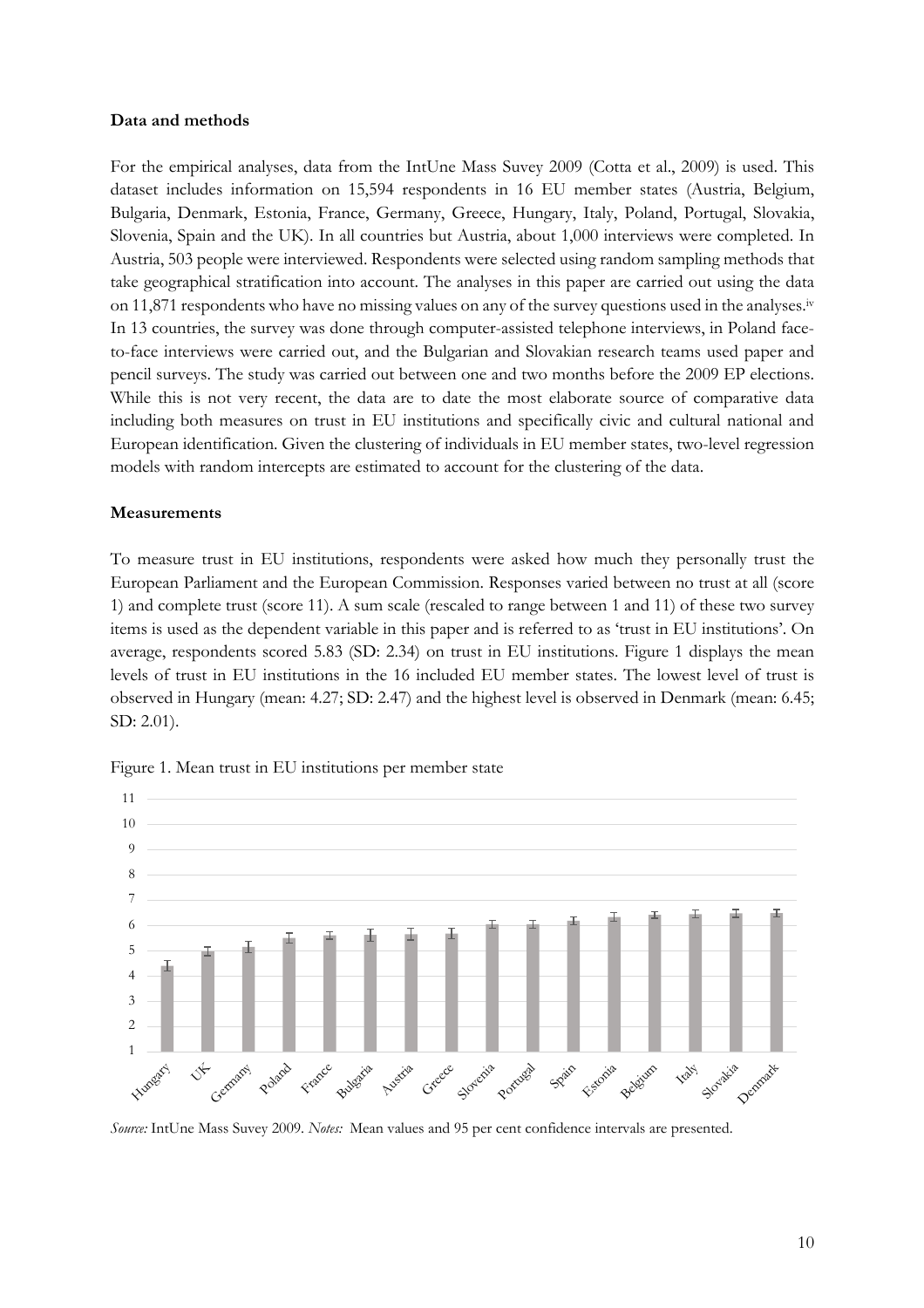**Data and methods**

For the empirical analyses, data from the IntUne Mass Suvey 2009 (Cotta et al., 2009) is used. This dataset includes information on 15,594 respondents in 16 EU member states (Austria, Belgium, Bulgaria, Denmark, Estonia, France, Germany, Greece, Hungary, Italy, Poland, Portugal, Slovakia, Slovenia, Spain and the UK). In all countries but Austria, about 1,000 interviews were completed. In Austria, 503 people were interviewed. Respondents were selected using random sampling methods that take geographical stratification into account. The analyses in this paper are carried out using the data on 11,871 respondents who have no missing values on any of the survey questions used in the analyses.[iv] In 13 countries, the survey was done through computer-assisted telephone interviews, in Poland face-to-face interviews were carried out, and the Bulgarian and Slovakian research teams used paper and pencil surveys. The study was carried out between one and two months before the 2009 EP elections. While this is not very recent, the data are to date the most elaborate source of comparative data including both measures on trust in EU institutions and specifically civic and cultural national and European identification. Given the clustering of individuals in EU member states, two-level regression models with random intercepts are estimated to account for the clustering of the data.

**Measurements**

To measure trust in EU institutions, respondents were asked how much they personally trust the European Parliament and the European Commission. Responses varied between no trust at all (score 1) and complete trust (score 11). A sum scale (rescaled to range between 1 and 11) of these two survey items is used as the dependent variable in this paper and is referred to as 'trust in EU institutions'. On average, respondents scored 5.83 (SD: 2.34) on trust in EU institutions. Figure 1 displays the mean levels of trust in EU institutions in the 16 included EU member states. The lowest level of trust is observed in Hungary (mean: 4.27; SD: 2.47) and the highest level is observed in Denmark (mean: 6.45; SD: 2.01).

Figure 1. Mean trust in EU institutions per member state

*Source:* IntUne Mass Suvey 2009. *Notes:* Mean values and 95 per cent confidence intervals are presented.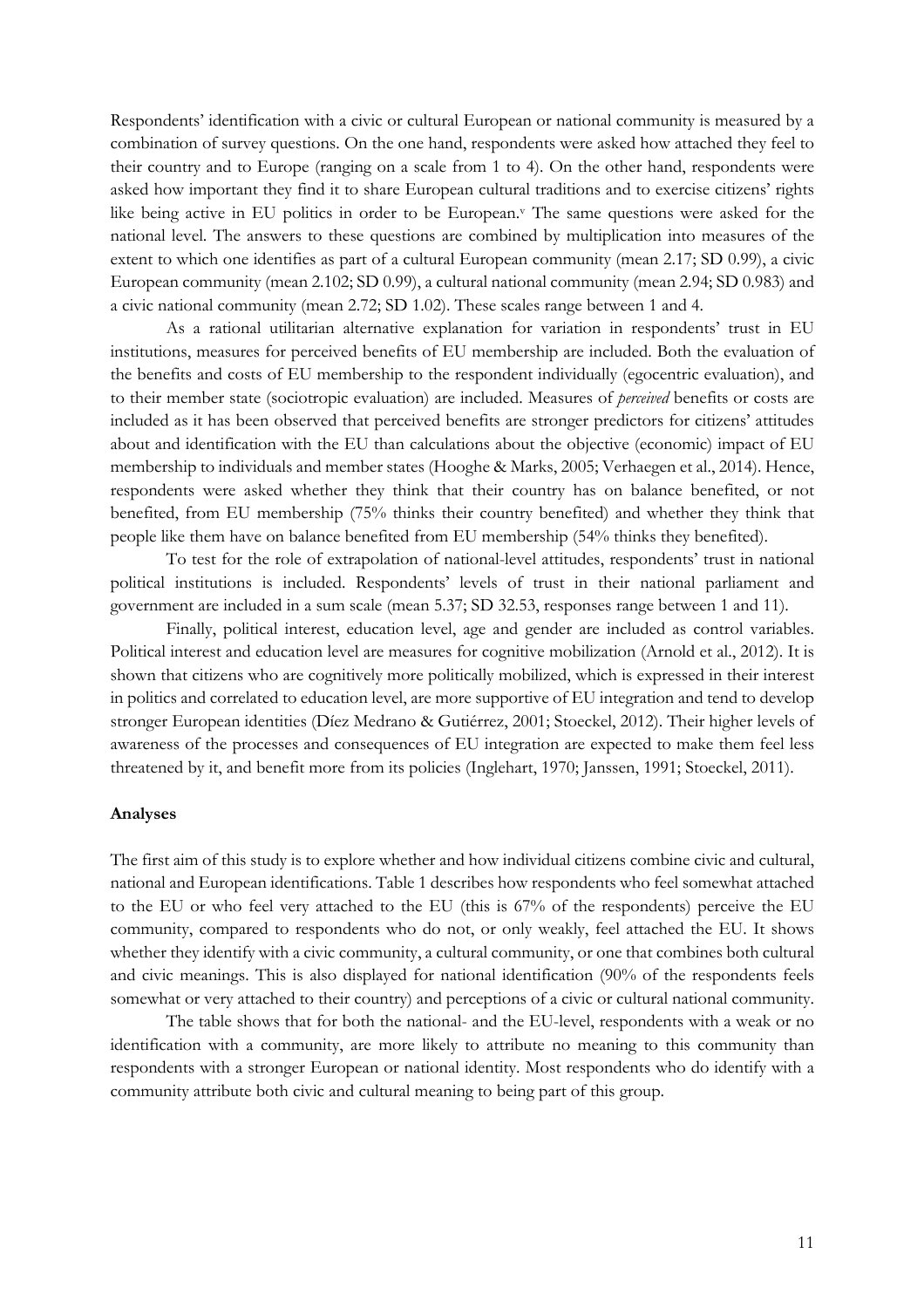Respondents' identification with a civic or cultural European or national community is measured by a combination of survey questions. On the one hand, respondents were asked how attached they feel to their country and to Europe (ranging on a scale from 1 to 4). On the other hand, respondents were asked how important they find it to share European cultural traditions and to exercise citizens' rights like being active in EU politics in order to be European.[v] The same questions were asked for the national level. The answers to these questions are combined by multiplication into measures of the extent to which one identifies as part of a cultural European community (mean 2.17; SD 0.99), a civic European community (mean 2.102; SD 0.99), a cultural national community (mean 2.94; SD 0.983) and a civic national community (mean 2.72; SD 1.02). These scales range between 1 and 4.

As a rational utilitarian alternative explanation for variation in respondents' trust in EU institutions, measures for perceived benefits of EU membership are included. Both the evaluation of the benefits and costs of EU membership to the respondent individually (egocentric evaluation), and to their member state (sociotropic evaluation) are included. Measures of *perceived* benefits or costs are included as it has been observed that perceived benefits are stronger predictors for citizens' attitudes about and identification with the EU than calculations about the objective (economic) impact of EU membership to individuals and member states (Hooghe & Marks, 2005; Verhaegen et al., 2014). Hence, respondents were asked whether they think that their country has on balance benefited, or not benefited, from EU membership (75% thinks their country benefited) and whether they think that people like them have on balance benefited from EU membership (54% thinks they benefited).

To test for the role of extrapolation of national-level attitudes, respondents' trust in national political institutions is included. Respondents' levels of trust in their national parliament and government are included in a sum scale (mean 5.37; SD 32.53, responses range between 1 and 11).

Finally, political interest, education level, age and gender are included as control variables. Political interest and education level are measures for cognitive mobilization (Arnold et al., 2012). It is shown that citizens who are cognitively more politically mobilized, which is expressed in their interest in politics and correlated to education level, are more supportive of EU integration and tend to develop stronger European identities (Díez Medrano & Gutiérrez, 2001; Stoeckel, 2012). Their higher levels of awareness of the processes and consequences of EU integration are expected to make them feel less threatened by it, and benefit more from its policies (Inglehart, 1970; Janssen, 1991; Stoeckel, 2011).

**Analyses**

The first aim of this study is to explore whether and how individual citizens combine civic and cultural, national and European identifications. Table 1 describes how respondents who feel somewhat attached to the EU or who feel very attached to the EU (this is 67% of the respondents) perceive the EU community, compared to respondents who do not, or only weakly, feel attached the EU. It shows whether they identify with a civic community, a cultural community, or one that combines both cultural and civic meanings. This is also displayed for national identification (90% of the respondents feels somewhat or very attached to their country) and perceptions of a civic or cultural national community.

The table shows that for both the national- and the EU-level, respondents with a weak or no identification with a community, are more likely to attribute no meaning to this community than respondents with a stronger European or national identity. Most respondents who do identify with a community attribute both civic and cultural meaning to being part of this group.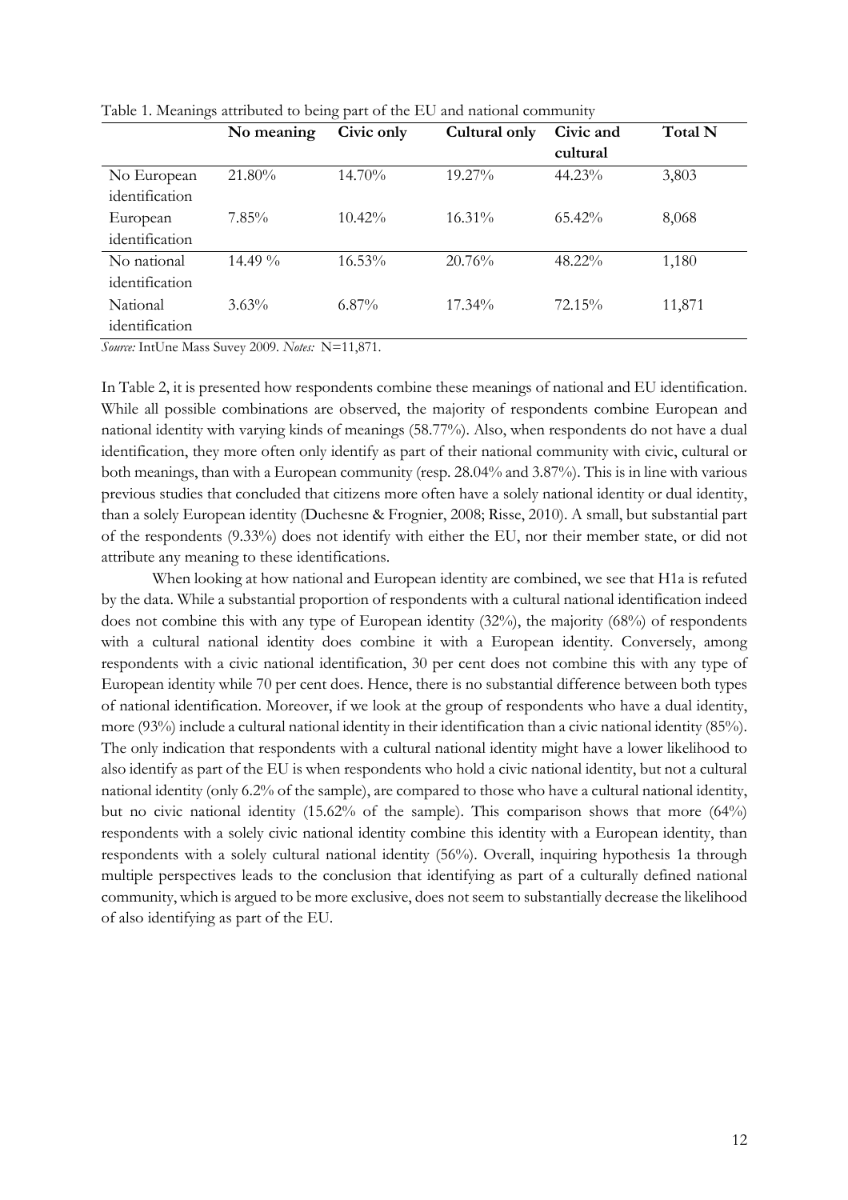Table 1. Meanings attributed to being part of the EU and national community

| | No meaning | Civic only | Cultural only | Civic and cultural | Total N |
|---|---|---|---|---|---|
| No European identification | 21.80% | 14.70% | 19.27% | 44.23% | 3,803 |
| European identification | 7.85% | 10.42% | 16.31% | 65.42% | 8,068 |
| No national identification | 14.49 % | 16.53% | 20.76% | 48.22% | 1,180 |
| National identification | 3.63% | 6.87% | 17.34% | 72.15% | 11,871 |

*Source:* IntUne Mass Suvey 2009. *Notes:* N=11,871.

In Table 2, it is presented how respondents combine these meanings of national and EU identification. While all possible combinations are observed, the majority of respondents combine European and national identity with varying kinds of meanings (58.77%). Also, when respondents do not have a dual identification, they more often only identify as part of their national community with civic, cultural or both meanings, than with a European community (resp. 28.04% and 3.87%). This is in line with various previous studies that concluded that citizens more often have a solely national identity or dual identity, than a solely European identity (Duchesne & Frognier, 2008; Risse, 2010). A small, but substantial part of the respondents (9.33%) does not identify with either the EU, nor their member state, or did not attribute any meaning to these identifications.

When looking at how national and European identity are combined, we see that H1a is refuted by the data. While a substantial proportion of respondents with a cultural national identification indeed does not combine this with any type of European identity (32%), the majority (68%) of respondents with a cultural national identity does combine it with a European identity. Conversely, among respondents with a civic national identification, 30 per cent does not combine this with any type of European identity while 70 per cent does. Hence, there is no substantial difference between both types of national identification. Moreover, if we look at the group of respondents who have a dual identity, more (93%) include a cultural national identity in their identification than a civic national identity (85%). The only indication that respondents with a cultural national identity might have a lower likelihood to also identify as part of the EU is when respondents who hold a civic national identity, but not a cultural national identity (only 6.2% of the sample), are compared to those who have a cultural national identity, but no civic national identity (15.62% of the sample). This comparison shows that more (64%) respondents with a solely civic national identity combine this identity with a European identity, than respondents with a solely cultural national identity (56%). Overall, inquiring hypothesis 1a through multiple perspectives leads to the conclusion that identifying as part of a culturally defined national community, which is argued to be more exclusive, does not seem to substantially decrease the likelihood of also identifying as part of the EU.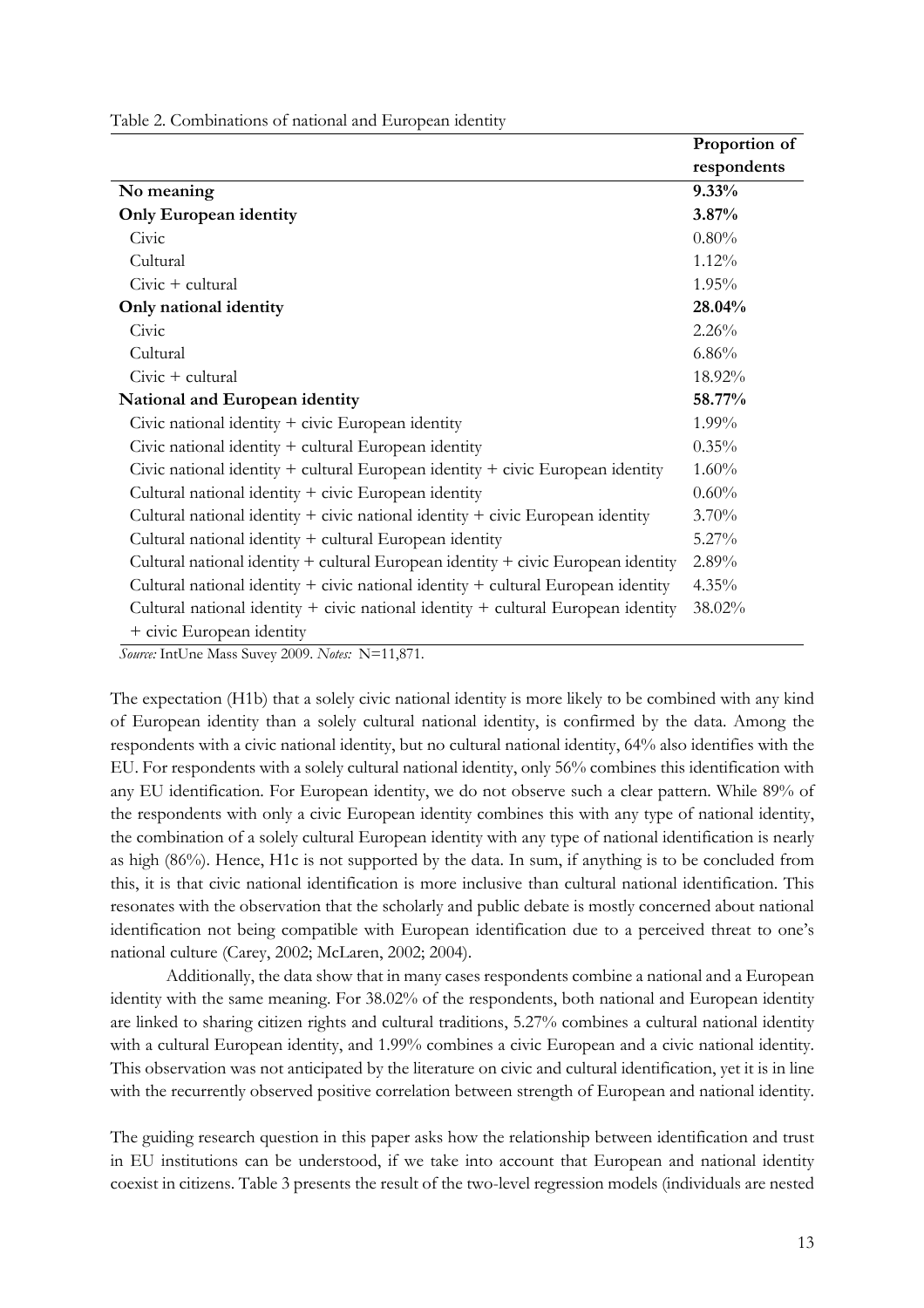Table 2. Combinations of national and European identity

| | Proportion of respondents |
|---|---|
| **No meaning** | **9.33%** |
| **Only European identity** | **3.87%** |
| Civic | 0.80% |
| Cultural | 1.12% |
| Civic + cultural | 1.95% |
| **Only national identity** | **28.04%** |
| Civic | 2.26% |
| Cultural | 6.86% |
| Civic + cultural | 18.92% |
| **National and European identity** | **58.77%** |
| Civic national identity + civic European identity | 1.99% |
| Civic national identity + cultural European identity | 0.35% |
| Civic national identity + cultural European identity + civic European identity | 1.60% |
| Cultural national identity + civic European identity | 0.60% |
| Cultural national identity + civic national identity + civic European identity | 3.70% |
| Cultural national identity + cultural European identity | 5.27% |
| Cultural national identity + cultural European identity + civic European identity | 2.89% |
| Cultural national identity + civic national identity + cultural European identity | 4.35% |
| Cultural national identity + civic national identity + cultural European identity + civic European identity | 38.02% |

*Source:* IntUne Mass Suvey 2009. *Notes:* N=11,871.

The expectation (H1b) that a solely civic national identity is more likely to be combined with any kind of European identity than a solely cultural national identity, is confirmed by the data. Among the respondents with a civic national identity, but no cultural national identity, 64% also identifies with the EU. For respondents with a solely cultural national identity, only 56% combines this identification with any EU identification. For European identity, we do not observe such a clear pattern. While 89% of the respondents with only a civic European identity combines this with any type of national identity, the combination of a solely cultural European identity with any type of national identification is nearly as high (86%). Hence, H1c is not supported by the data. In sum, if anything is to be concluded from this, it is that civic national identification is more inclusive than cultural national identification. This resonates with the observation that the scholarly and public debate is mostly concerned about national identification not being compatible with European identification due to a perceived threat to one's national culture (Carey, 2002; McLaren, 2002; 2004).

Additionally, the data show that in many cases respondents combine a national and a European identity with the same meaning. For 38.02% of the respondents, both national and European identity are linked to sharing citizen rights and cultural traditions, 5.27% combines a cultural national identity with a cultural European identity, and 1.99% combines a civic European and a civic national identity. This observation was not anticipated by the literature on civic and cultural identification, yet it is in line with the recurrently observed positive correlation between strength of European and national identity.

The guiding research question in this paper asks how the relationship between identification and trust in EU institutions can be understood, if we take into account that European and national identity coexist in citizens. Table 3 presents the result of the two-level regression models (individuals are nested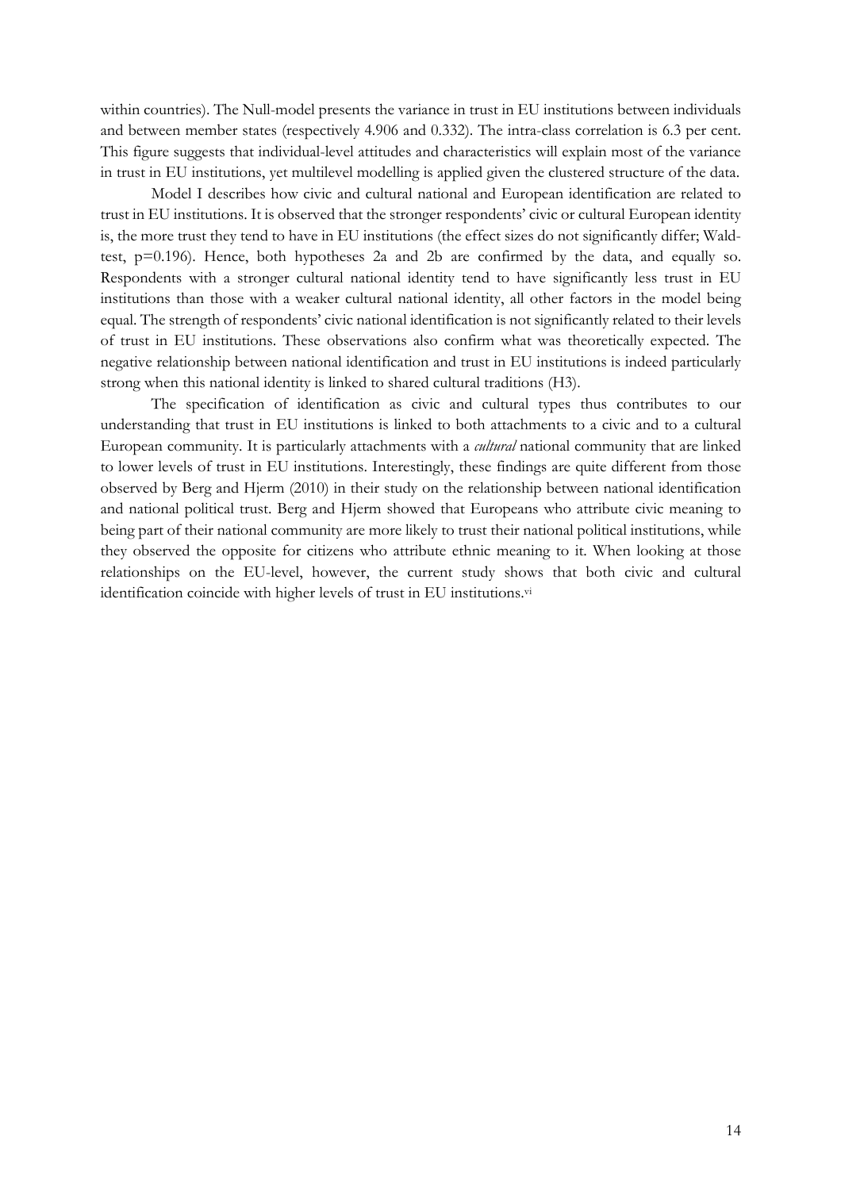within countries). The Null-model presents the variance in trust in EU institutions between individuals and between member states (respectively 4.906 and 0.332). The intra-class correlation is 6.3 per cent. This figure suggests that individual-level attitudes and characteristics will explain most of the variance in trust in EU institutions, yet multilevel modelling is applied given the clustered structure of the data.

Model I describes how civic and cultural national and European identification are related to trust in EU institutions. It is observed that the stronger respondents' civic or cultural European identity is, the more trust they tend to have in EU institutions (the effect sizes do not significantly differ; Wald-test, p=0.196). Hence, both hypotheses 2a and 2b are confirmed by the data, and equally so. Respondents with a stronger cultural national identity tend to have significantly less trust in EU institutions than those with a weaker cultural national identity, all other factors in the model being equal. The strength of respondents' civic national identification is not significantly related to their levels of trust in EU institutions. These observations also confirm what was theoretically expected. The negative relationship between national identification and trust in EU institutions is indeed particularly strong when this national identity is linked to shared cultural traditions (H3).

The specification of identification as civic and cultural types thus contributes to our understanding that trust in EU institutions is linked to both attachments to a civic and to a cultural European community. It is particularly attachments with a *cultural* national community that are linked to lower levels of trust in EU institutions. Interestingly, these findings are quite different from those observed by Berg and Hjerm (2010) in their study on the relationship between national identification and national political trust. Berg and Hjerm showed that Europeans who attribute civic meaning to being part of their national community are more likely to trust their national political institutions, while they observed the opposite for citizens who attribute ethnic meaning to it. When looking at those relationships on the EU-level, however, the current study shows that both civic and cultural identification coincide with higher levels of trust in EU institutions.[vi]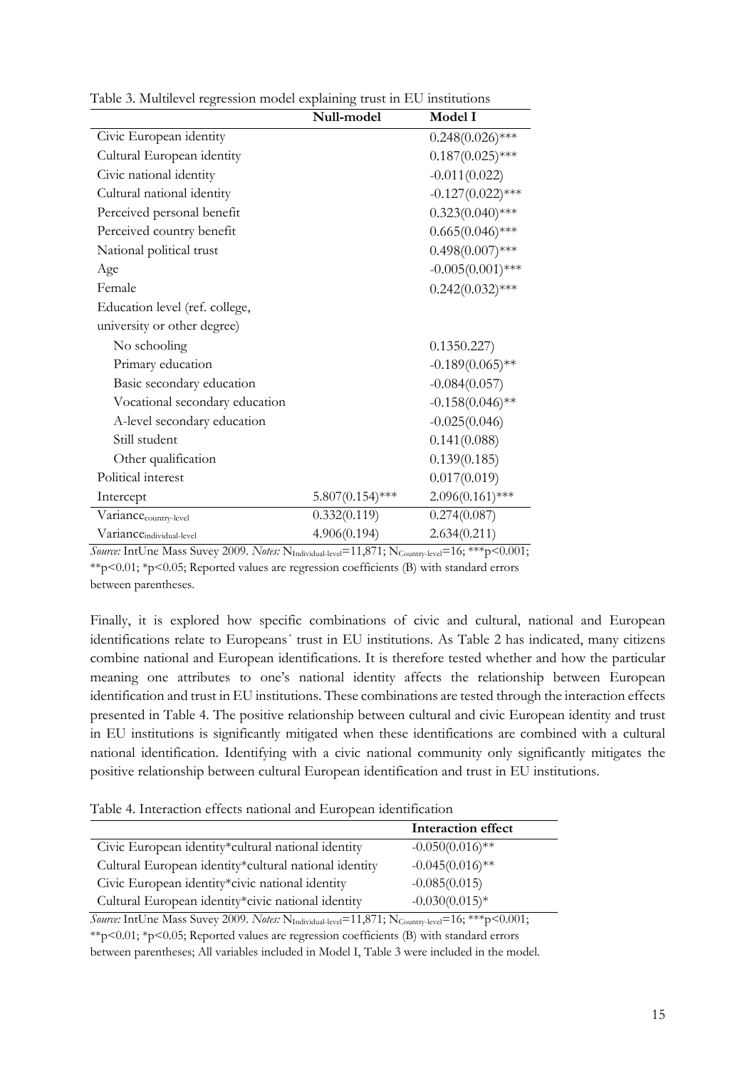Table 3. Multilevel regression model explaining trust in EU institutions

| | Null-model | Model I |
|---|---|---|
| Civic European identity | | 0.248(0.026)*** |
| Cultural European identity | | 0.187(0.025)*** |
| Civic national identity | | -0.011(0.022) |
| Cultural national identity | | -0.127(0.022)*** |
| Perceived personal benefit | | 0.323(0.040)*** |
| Perceived country benefit | | 0.665(0.046)*** |
| National political trust | | 0.498(0.007)*** |
| Age | | -0.005(0.001)*** |
| Female | | 0.242(0.032)*** |
| Education level (ref. college, university or other degree) | | |
| No schooling | | 0.1350.227) |
| Primary education | | -0.189(0.065)** |
| Basic secondary education | | -0.084(0.057) |
| Vocational secondary education | | -0.158(0.046)** |
| A-level secondary education | | -0.025(0.046) |
| Still student | | 0.141(0.088) |
| Other qualification | | 0.139(0.185) |
| Political interest | | 0.017(0.019) |
| Intercept | 5.807(0.154)*** | 2.096(0.161)*** |
| $Variance_{country-level}$ | 0.332(0.119) | 0.274(0.087) |
| $Variance_{individual-level}$ | 4.906(0.194) | 2.634(0.211) |

*Source:* IntUne Mass Suvey 2009. *Notes:* $N_{Individual-level}$=11,871; $N_{Country-level}$=16; ***p<0.001; **p<0.01; *p<0.05; Reported values are regression coefficients (B) with standard errors between parentheses.

Finally, it is explored how specific combinations of civic and cultural, national and European identifications relate to Europeans´ trust in EU institutions. As Table 2 has indicated, many citizens combine national and European identifications. It is therefore tested whether and how the particular meaning one attributes to one's national identity affects the relationship between European identification and trust in EU institutions. These combinations are tested through the interaction effects presented in Table 4. The positive relationship between cultural and civic European identity and trust in EU institutions is significantly mitigated when these identifications are combined with a cultural national identification. Identifying with a civic national community only significantly mitigates the positive relationship between cultural European identification and trust in EU institutions.

Table 4. Interaction effects national and European identification

| | Interaction effect |
|---|---|
| Civic European identity*cultural national identity | -0.050(0.016)** |
| Cultural European identity*cultural national identity | -0.045(0.016)** |
| Civic European identity*civic national identity | -0.085(0.015) |
| Cultural European identity*civic national identity | -0.030(0.015)* |

*Source:* IntUne Mass Suvey 2009. *Notes:* $N_{Individual-level}$=11,871; $N_{Country-level}$=16; ***p<0.001; **p<0.01; *p<0.05; Reported values are regression coefficients (B) with standard errors between parentheses; All variables included in Model I, Table 3 were included in the model.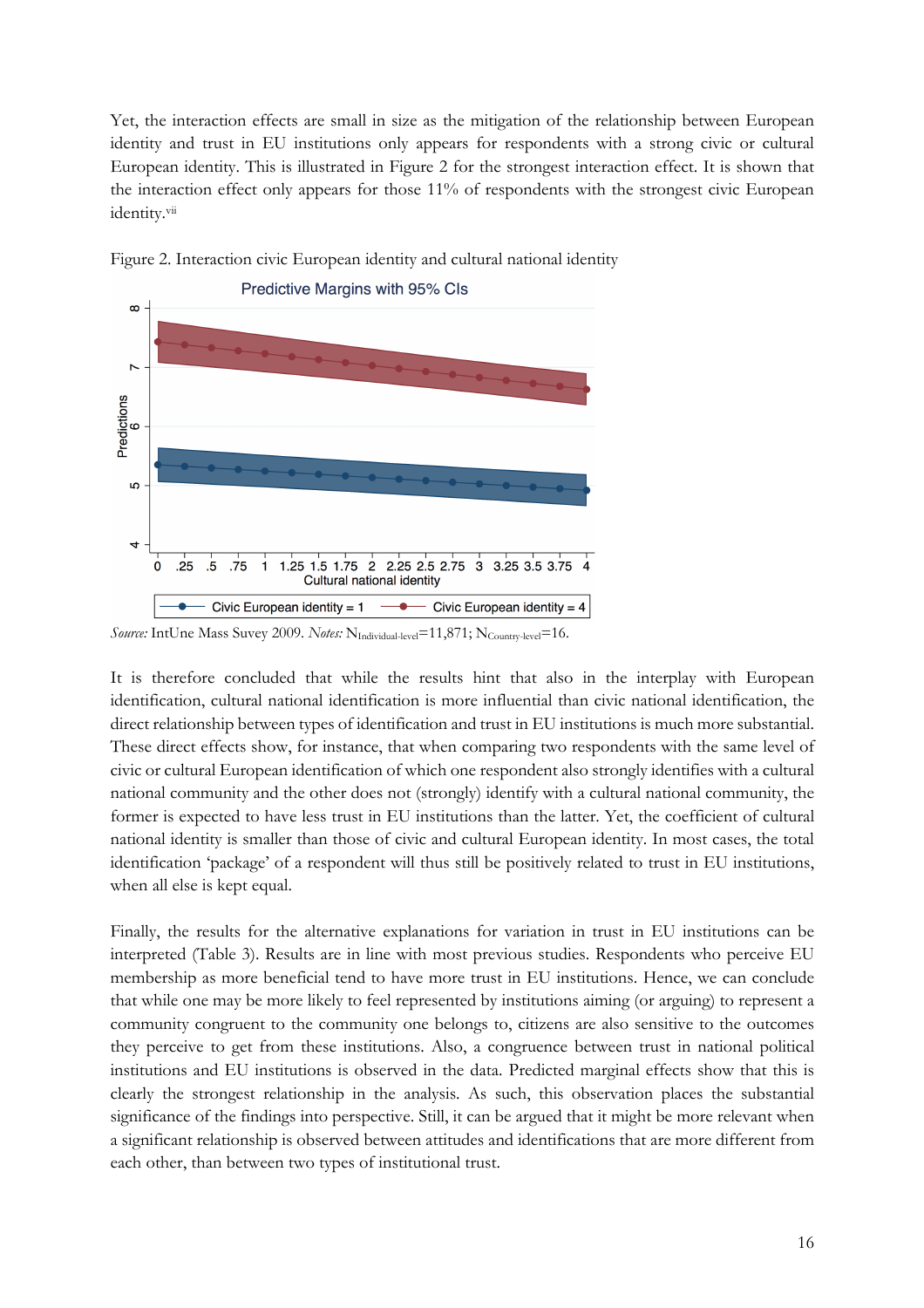Yet, the interaction effects are small in size as the mitigation of the relationship between European identity and trust in EU institutions only appears for respondents with a strong civic or cultural European identity. This is illustrated in Figure 2 for the strongest interaction effect. It is shown that the interaction effect only appears for those 11% of respondents with the strongest civic European identity.[vii]

Figure 2. Interaction civic European identity and cultural national identity

*Source:* IntUne Mass Suvey 2009. *Notes:* $N_{\text{Individual-level}}$=11,871; $N_{\text{Country-level}}$=16.

It is therefore concluded that while the results hint that also in the interplay with European identification, cultural national identification is more influential than civic national identification, the direct relationship between types of identification and trust in EU institutions is much more substantial. These direct effects show, for instance, that when comparing two respondents with the same level of civic or cultural European identification of which one respondent also strongly identifies with a cultural national community and the other does not (strongly) identify with a cultural national community, the former is expected to have less trust in EU institutions than the latter. Yet, the coefficient of cultural national identity is smaller than those of civic and cultural European identity. In most cases, the total identification 'package' of a respondent will thus still be positively related to trust in EU institutions, when all else is kept equal.

Finally, the results for the alternative explanations for variation in trust in EU institutions can be interpreted (Table 3). Results are in line with most previous studies. Respondents who perceive EU membership as more beneficial tend to have more trust in EU institutions. Hence, we can conclude that while one may be more likely to feel represented by institutions aiming (or arguing) to represent a community congruent to the community one belongs to, citizens are also sensitive to the outcomes they perceive to get from these institutions. Also, a congruence between trust in national political institutions and EU institutions is observed in the data. Predicted marginal effects show that this is clearly the strongest relationship in the analysis. As such, this observation places the substantial significance of the findings into perspective. Still, it can be argued that it might be more relevant when a significant relationship is observed between attitudes and identifications that are more different from each other, than between two types of institutional trust.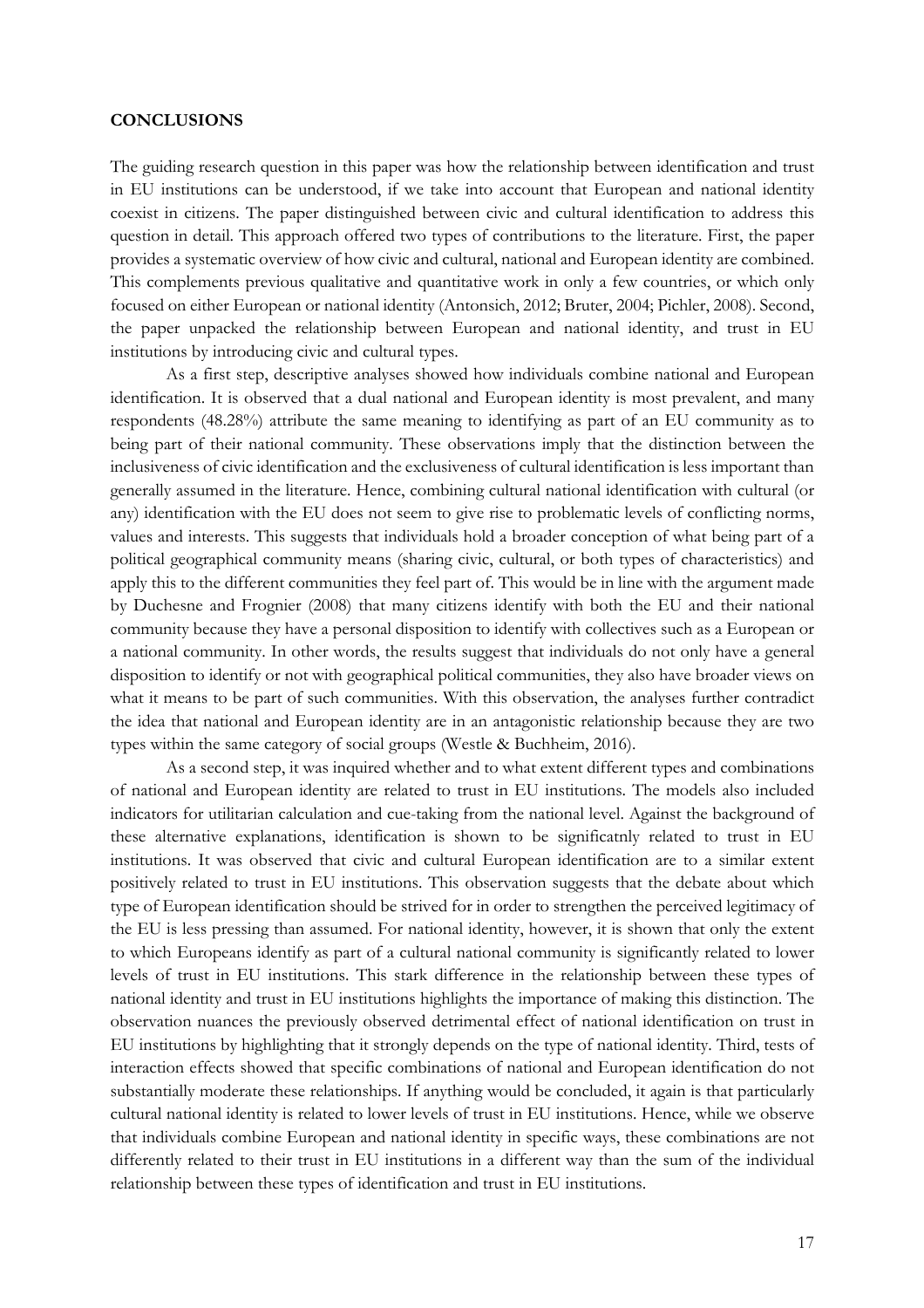**CONCLUSIONS**

The guiding research question in this paper was how the relationship between identification and trust in EU institutions can be understood, if we take into account that European and national identity coexist in citizens. The paper distinguished between civic and cultural identification to address this question in detail. This approach offered two types of contributions to the literature. First, the paper provides a systematic overview of how civic and cultural, national and European identity are combined. This complements previous qualitative and quantitative work in only a few countries, or which only focused on either European or national identity (Antonsich, 2012; Bruter, 2004; Pichler, 2008). Second, the paper unpacked the relationship between European and national identity, and trust in EU institutions by introducing civic and cultural types.

As a first step, descriptive analyses showed how individuals combine national and European identification. It is observed that a dual national and European identity is most prevalent, and many respondents (48.28%) attribute the same meaning to identifying as part of an EU community as to being part of their national community. These observations imply that the distinction between the inclusiveness of civic identification and the exclusiveness of cultural identification is less important than generally assumed in the literature. Hence, combining cultural national identification with cultural (or any) identification with the EU does not seem to give rise to problematic levels of conflicting norms, values and interests. This suggests that individuals hold a broader conception of what being part of a political geographical community means (sharing civic, cultural, or both types of characteristics) and apply this to the different communities they feel part of. This would be in line with the argument made by Duchesne and Frognier (2008) that many citizens identify with both the EU and their national community because they have a personal disposition to identify with collectives such as a European or a national community. In other words, the results suggest that individuals do not only have a general disposition to identify or not with geographical political communities, they also have broader views on what it means to be part of such communities. With this observation, the analyses further contradict the idea that national and European identity are in an antagonistic relationship because they are two types within the same category of social groups (Westle & Buchheim, 2016).

As a second step, it was inquired whether and to what extent different types and combinations of national and European identity are related to trust in EU institutions. The models also included indicators for utilitarian calculation and cue-taking from the national level. Against the background of these alternative explanations, identification is shown to be significatnly related to trust in EU institutions. It was observed that civic and cultural European identification are to a similar extent positively related to trust in EU institutions. This observation suggests that the debate about which type of European identification should be strived for in order to strengthen the perceived legitimacy of the EU is less pressing than assumed. For national identity, however, it is shown that only the extent to which Europeans identify as part of a cultural national community is significantly related to lower levels of trust in EU institutions. This stark difference in the relationship between these types of national identity and trust in EU institutions highlights the importance of making this distinction. The observation nuances the previously observed detrimental effect of national identification on trust in EU institutions by highlighting that it strongly depends on the type of national identity. Third, tests of interaction effects showed that specific combinations of national and European identification do not substantially moderate these relationships. If anything would be concluded, it again is that particularly cultural national identity is related to lower levels of trust in EU institutions. Hence, while we observe that individuals combine European and national identity in specific ways, these combinations are not differently related to their trust in EU institutions in a different way than the sum of the individual relationship between these types of identification and trust in EU institutions.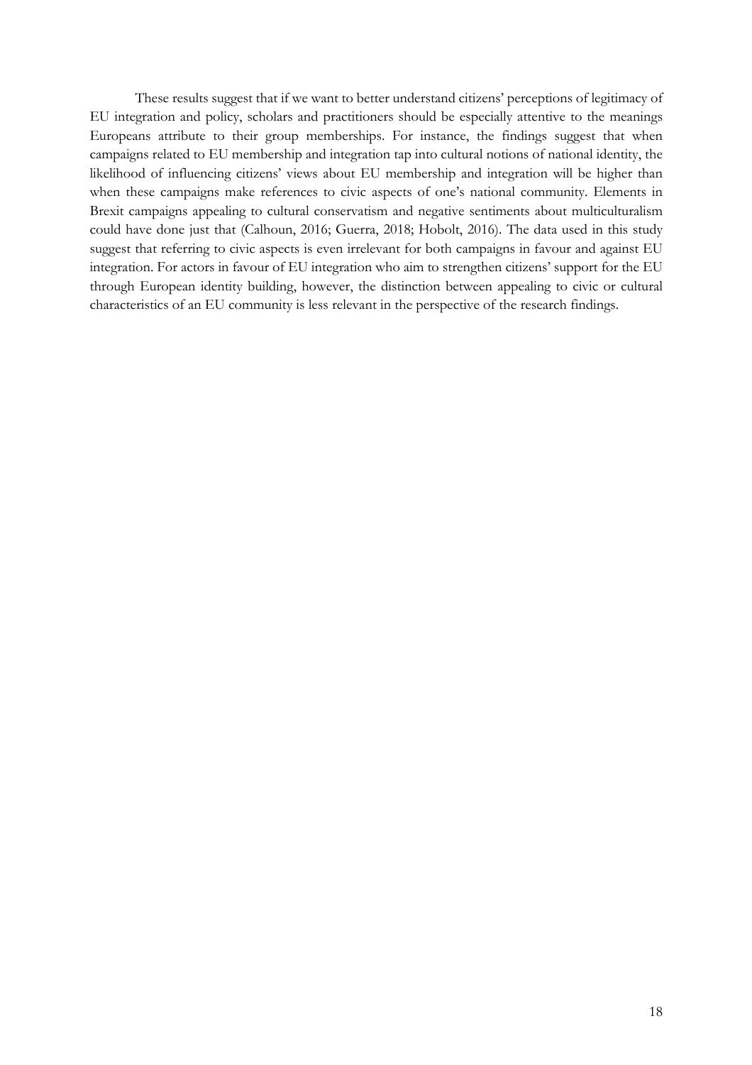These results suggest that if we want to better understand citizens' perceptions of legitimacy of EU integration and policy, scholars and practitioners should be especially attentive to the meanings Europeans attribute to their group memberships. For instance, the findings suggest that when campaigns related to EU membership and integration tap into cultural notions of national identity, the likelihood of influencing citizens' views about EU membership and integration will be higher than when these campaigns make references to civic aspects of one's national community. Elements in Brexit campaigns appealing to cultural conservatism and negative sentiments about multiculturalism could have done just that (Calhoun, 2016; Guerra, 2018; Hobolt, 2016). The data used in this study suggest that referring to civic aspects is even irrelevant for both campaigns in favour and against EU integration. For actors in favour of EU integration who aim to strengthen citizens' support for the EU through European identity building, however, the distinction between appealing to civic or cultural characteristics of an EU community is less relevant in the perspective of the research findings.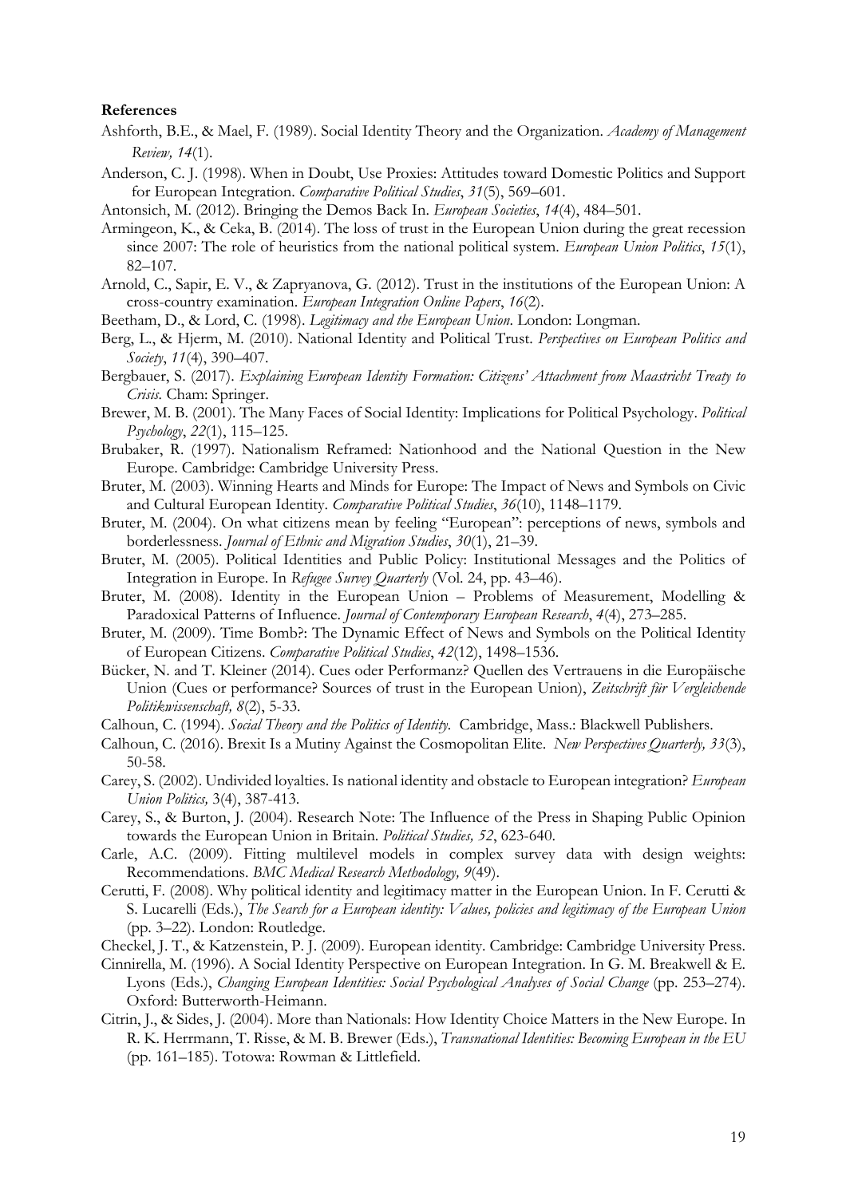**References**

Ashforth, B.E., & Mael, F. (1989). Social Identity Theory and the Organization. *Academy of Management Review, 14*(1).

Anderson, C. J. (1998). When in Doubt, Use Proxies: Attitudes toward Domestic Politics and Support for European Integration. *Comparative Political Studies*, *31*(5), 569–601.

Antonsich, M. (2012). Bringing the Demos Back In. *European Societies*, *14*(4), 484–501.

Armingeon, K., & Ceka, B. (2014). The loss of trust in the European Union during the great recession since 2007: The role of heuristics from the national political system. *European Union Politics*, *15*(1), 82–107.

Arnold, C., Sapir, E. V., & Zapryanova, G. (2012). Trust in the institutions of the European Union: A cross-country examination. *European Integration Online Papers*, *16*(2).

Beetham, D., & Lord, C. (1998). *Legitimacy and the European Union*. London: Longman.

Berg, L., & Hjerm, M. (2010). National Identity and Political Trust. *Perspectives on European Politics and Society*, *11*(4), 390–407.

Bergbauer, S. (2017). *Explaining European Identity Formation: Citizens' Attachment from Maastricht Treaty to Crisis.* Cham: Springer.

Brewer, M. B. (2001). The Many Faces of Social Identity: Implications for Political Psychology. *Political Psychology*, *22*(1), 115–125.

Brubaker, R. (1997). Nationalism Reframed: Nationhood and the National Question in the New Europe. Cambridge: Cambridge University Press.

Bruter, M. (2003). Winning Hearts and Minds for Europe: The Impact of News and Symbols on Civic and Cultural European Identity. *Comparative Political Studies*, *36*(10), 1148–1179.

Bruter, M. (2004). On what citizens mean by feeling "European": perceptions of news, symbols and borderlessness. *Journal of Ethnic and Migration Studies*, *30*(1), 21–39.

Bruter, M. (2005). Political Identities and Public Policy: Institutional Messages and the Politics of Integration in Europe. In *Refugee Survey Quarterly* (Vol. 24, pp. 43–46).

Bruter, M. (2008). Identity in the European Union – Problems of Measurement, Modelling & Paradoxical Patterns of Influence. *Journal of Contemporary European Research*, *4*(4), 273–285.

Bruter, M. (2009). Time Bomb?: The Dynamic Effect of News and Symbols on the Political Identity of European Citizens. *Comparative Political Studies*, *42*(12), 1498–1536.

Bücker, N. and T. Kleiner (2014). Cues oder Performanz? Quellen des Vertrauens in die Europäische Union (Cues or performance? Sources of trust in the European Union), *Zeitschrift für Vergleichende Politikwissenschaft, 8*(2), 5-33.

Calhoun, C. (1994). *Social Theory and the Politics of Identity*. Cambridge, Mass.: Blackwell Publishers.

Calhoun, C. (2016). Brexit Is a Mutiny Against the Cosmopolitan Elite. *New Perspectives Quarterly, 33*(3), 50-58.

Carey, S. (2002). Undivided loyalties. Is national identity and obstacle to European integration? *European Union Politics,* 3(4), 387-413.

Carey, S., & Burton, J. (2004). Research Note: The Influence of the Press in Shaping Public Opinion towards the European Union in Britain. *Political Studies, 52*, 623-640.

Carle, A.C. (2009). Fitting multilevel models in complex survey data with design weights: Recommendations. *BMC Medical Research Methodology, 9*(49).

Cerutti, F. (2008). Why political identity and legitimacy matter in the European Union. In F. Cerutti & S. Lucarelli (Eds.), *The Search for a European identity: Values, policies and legitimacy of the European Union* (pp. 3–22). London: Routledge.

Checkel, J. T., & Katzenstein, P. J. (2009). European identity. Cambridge: Cambridge University Press.

Cinnirella, M. (1996). A Social Identity Perspective on European Integration. In G. M. Breakwell & E. Lyons (Eds.), *Changing European Identities: Social Psychological Analyses of Social Change* (pp. 253–274). Oxford: Butterworth-Heimann.

Citrin, J., & Sides, J. (2004). More than Nationals: How Identity Choice Matters in the New Europe. In R. K. Herrmann, T. Risse, & M. B. Brewer (Eds.), *Transnational Identities: Becoming European in the EU* (pp. 161–185). Totowa: Rowman & Littlefield.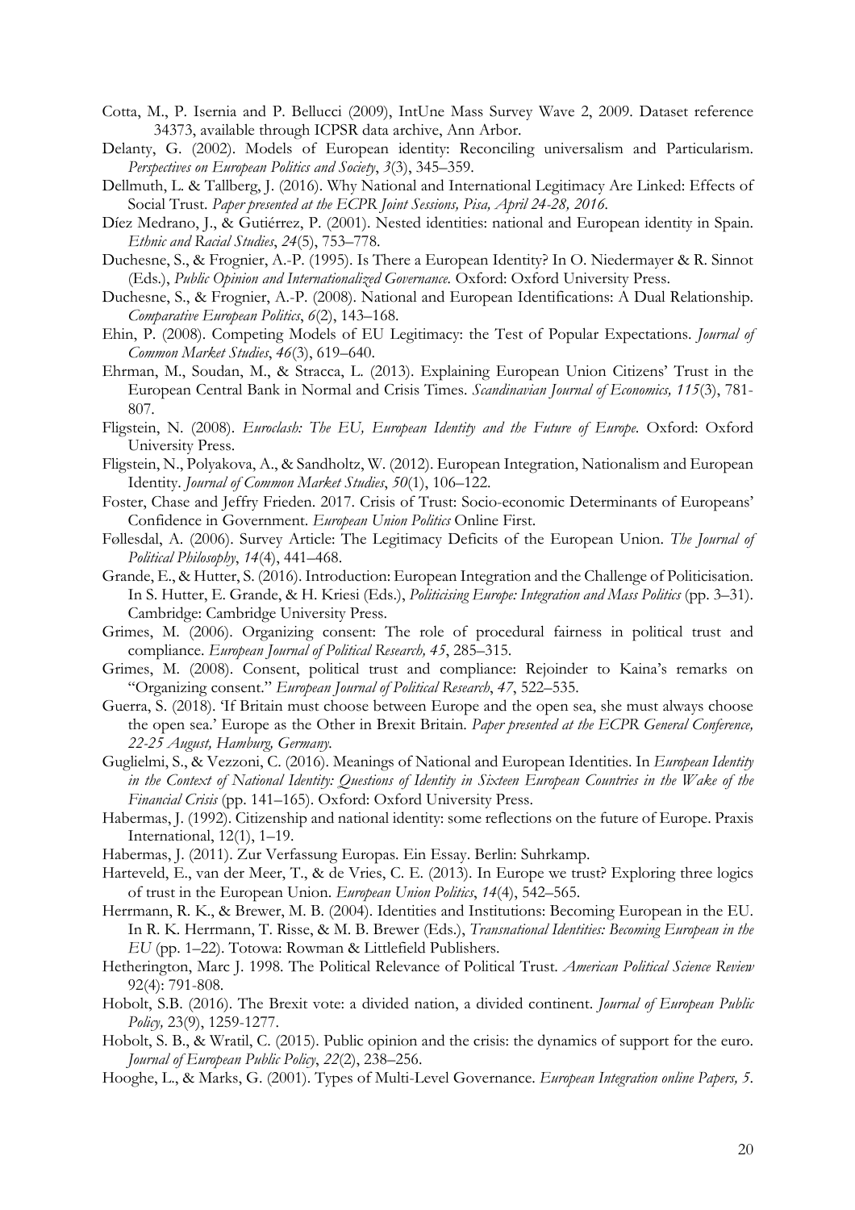Cotta, M., P. Isernia and P. Bellucci (2009), IntUne Mass Survey Wave 2, 2009. Dataset reference 34373, available through ICPSR data archive, Ann Arbor.

Delanty, G. (2002). Models of European identity: Reconciling universalism and Particularism. *Perspectives on European Politics and Society*, *3*(3), 345–359.

Dellmuth, L. & Tallberg, J. (2016). Why National and International Legitimacy Are Linked: Effects of Social Trust. *Paper presented at the ECPR Joint Sessions, Pisa, April 24-28, 2016*.

Díez Medrano, J., & Gutiérrez, P. (2001). Nested identities: national and European identity in Spain. *Ethnic and Racial Studies*, *24*(5), 753–778.

Duchesne, S., & Frognier, A.-P. (1995). Is There a European Identity? In O. Niedermayer & R. Sinnot (Eds.), *Public Opinion and Internationalized Governance*. Oxford: Oxford University Press.

Duchesne, S., & Frognier, A.-P. (2008). National and European Identifications: A Dual Relationship. *Comparative European Politics*, *6*(2), 143–168.

Ehin, P. (2008). Competing Models of EU Legitimacy: the Test of Popular Expectations. *Journal of Common Market Studies*, *46*(3), 619–640.

Ehrman, M., Soudan, M., & Stracca, L. (2013). Explaining European Union Citizens' Trust in the European Central Bank in Normal and Crisis Times. *Scandinavian Journal of Economics, 115*(3), 781-807.

Fligstein, N. (2008). *Euroclash: The EU, European Identity and the Future of Europe*. Oxford: Oxford University Press.

Fligstein, N., Polyakova, A., & Sandholtz, W. (2012). European Integration, Nationalism and European Identity. *Journal of Common Market Studies*, *50*(1), 106–122.

Foster, Chase and Jeffry Frieden. 2017. Crisis of Trust: Socio-economic Determinants of Europeans' Confidence in Government. *European Union Politics* Online First.

Føllesdal, A. (2006). Survey Article: The Legitimacy Deficits of the European Union. *The Journal of Political Philosophy*, *14*(4), 441–468.

Grande, E., & Hutter, S. (2016). Introduction: European Integration and the Challenge of Politicisation. In S. Hutter, E. Grande, & H. Kriesi (Eds.), *Politicising Europe: Integration and Mass Politics* (pp. 3–31). Cambridge: Cambridge University Press.

Grimes, M. (2006). Organizing consent: The role of procedural fairness in political trust and compliance. *European Journal of Political Research, 45*, 285–315.

Grimes, M. (2008). Consent, political trust and compliance: Rejoinder to Kaina's remarks on "Organizing consent." *European Journal of Political Research*, *47*, 522–535.

Guerra, S. (2018). 'If Britain must choose between Europe and the open sea, she must always choose the open sea.' Europe as the Other in Brexit Britain. *Paper presented at the ECPR General Conference, 22-25 August, Hamburg, Germany.*

Guglielmi, S., & Vezzoni, C. (2016). Meanings of National and European Identities. In *European Identity in the Context of National Identity: Questions of Identity in Sixteen European Countries in the Wake of the Financial Crisis* (pp. 141–165). Oxford: Oxford University Press.

Habermas, J. (1992). Citizenship and national identity: some reflections on the future of Europe. Praxis International, 12(1), 1–19.

Habermas, J. (2011). Zur Verfassung Europas. Ein Essay. Berlin: Suhrkamp.

Harteveld, E., van der Meer, T., & de Vries, C. E. (2013). In Europe we trust? Exploring three logics of trust in the European Union. *European Union Politics*, *14*(4), 542–565.

Herrmann, R. K., & Brewer, M. B. (2004). Identities and Institutions: Becoming European in the EU. In R. K. Herrmann, T. Risse, & M. B. Brewer (Eds.), *Transnational Identities: Becoming European in the EU* (pp. 1–22). Totowa: Rowman & Littlefield Publishers.

Hetherington, Marc J. 1998. The Political Relevance of Political Trust. *American Political Science Review* 92(4): 791-808.

Hobolt, S.B. (2016). The Brexit vote: a divided nation, a divided continent. *Journal of European Public Policy,* 23(9), 1259-1277.

Hobolt, S. B., & Wratil, C. (2015). Public opinion and the crisis: the dynamics of support for the euro. *Journal of European Public Policy*, *22*(2), 238–256.

Hooghe, L., & Marks, G. (2001). Types of Multi-Level Governance. *European Integration online Papers, 5*.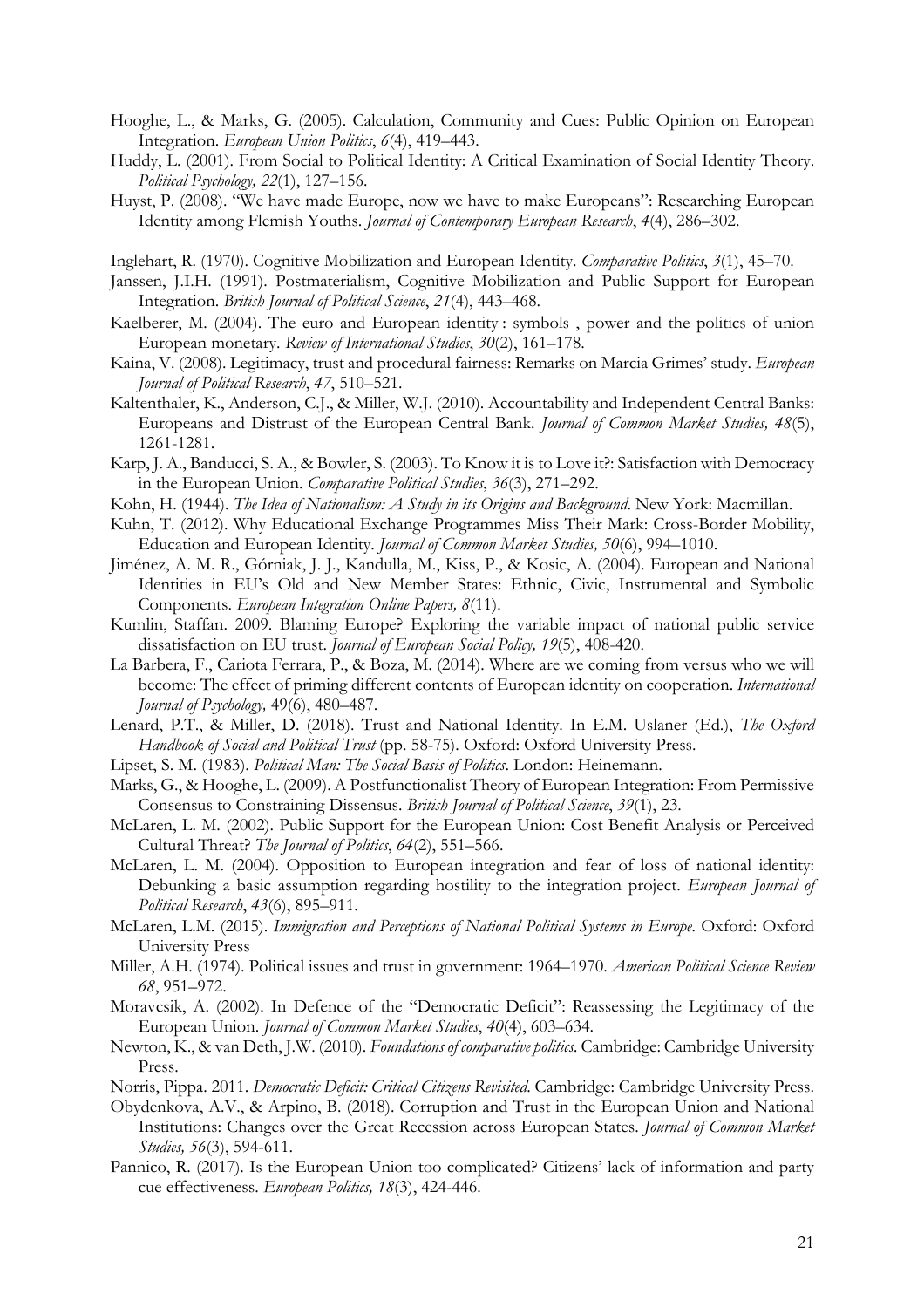Hooghe, L., & Marks, G. (2005). Calculation, Community and Cues: Public Opinion on European Integration. *European Union Politics*, *6*(4), 419–443.

Huddy, L. (2001). From Social to Political Identity: A Critical Examination of Social Identity Theory. *Political Psychology, 22*(1), 127–156.

Huyst, P. (2008). "We have made Europe, now we have to make Europeans": Researching European Identity among Flemish Youths. *Journal of Contemporary European Research*, *4*(4), 286–302.

Inglehart, R. (1970). Cognitive Mobilization and European Identity. *Comparative Politics*, *3*(1), 45–70.

Janssen, J.I.H. (1991). Postmaterialism, Cognitive Mobilization and Public Support for European Integration. *British Journal of Political Science*, *21*(4), 443–468.

Kaelberer, M. (2004). The euro and European identity : symbols , power and the politics of union European monetary. *Review of International Studies*, *30*(2), 161–178.

Kaina, V. (2008). Legitimacy, trust and procedural fairness: Remarks on Marcia Grimes' study. *European Journal of Political Research*, *47*, 510–521.

Kaltenthaler, K., Anderson, C.J., & Miller, W.J. (2010). Accountability and Independent Central Banks: Europeans and Distrust of the European Central Bank. *Journal of Common Market Studies, 48*(5), 1261-1281.

Karp, J. A., Banducci, S. A., & Bowler, S. (2003). To Know it is to Love it?: Satisfaction with Democracy in the European Union. *Comparative Political Studies*, *36*(3), 271–292.

Kohn, H. (1944). *The Idea of Nationalism: A Study in its Origins and Background*. New York: Macmillan.

Kuhn, T. (2012). Why Educational Exchange Programmes Miss Their Mark: Cross-Border Mobility, Education and European Identity. *Journal of Common Market Studies, 50*(6), 994–1010.

Jiménez, A. M. R., Górniak, J. J., Kandulla, M., Kiss, P., & Kosic, A. (2004). European and National Identities in EU's Old and New Member States: Ethnic, Civic, Instrumental and Symbolic Components. *European Integration Online Papers, 8*(11).

Kumlin, Staffan. 2009. Blaming Europe? Exploring the variable impact of national public service dissatisfaction on EU trust. *Journal of European Social Policy, 19*(5), 408-420.

La Barbera, F., Cariota Ferrara, P., & Boza, M. (2014). Where are we coming from versus who we will become: The effect of priming different contents of European identity on cooperation. *International Journal of Psychology,* 49(6), 480–487.

Lenard, P.T., & Miller, D. (2018). Trust and National Identity. In E.M. Uslaner (Ed.), *The Oxford Handbook of Social and Political Trust* (pp. 58-75). Oxford: Oxford University Press.

Lipset, S. M. (1983). *Political Man: The Social Basis of Politics*. London: Heinemann.

Marks, G., & Hooghe, L. (2009). A Postfunctionalist Theory of European Integration: From Permissive Consensus to Constraining Dissensus. *British Journal of Political Science*, *39*(1), 23.

McLaren, L. M. (2002). Public Support for the European Union: Cost Benefit Analysis or Perceived Cultural Threat? *The Journal of Politics*, *64*(2), 551–566.

McLaren, L. M. (2004). Opposition to European integration and fear of loss of national identity: Debunking a basic assumption regarding hostility to the integration project. *European Journal of Political Research*, *43*(6), 895–911.

McLaren, L.M. (2015). *Immigration and Perceptions of National Political Systems in Europe*. Oxford: Oxford University Press

Miller, A.H. (1974). Political issues and trust in government: 1964–1970. *American Political Science Review 68*, 951–972.

Moravcsik, A. (2002). In Defence of the "Democratic Deficit": Reassessing the Legitimacy of the European Union. *Journal of Common Market Studies*, *40*(4), 603–634.

Newton, K., & van Deth, J.W. (2010). *Foundations of comparative politics*. Cambridge: Cambridge University Press.

Norris, Pippa. 2011. *Democratic Deficit: Critical Citizens Revisited*. Cambridge: Cambridge University Press.

Obydenkova, A.V., & Arpino, B. (2018). Corruption and Trust in the European Union and National Institutions: Changes over the Great Recession across European States. *Journal of Common Market Studies, 56*(3), 594-611.

Pannico, R. (2017). Is the European Union too complicated? Citizens' lack of information and party cue effectiveness. *European Politics, 18*(3), 424-446.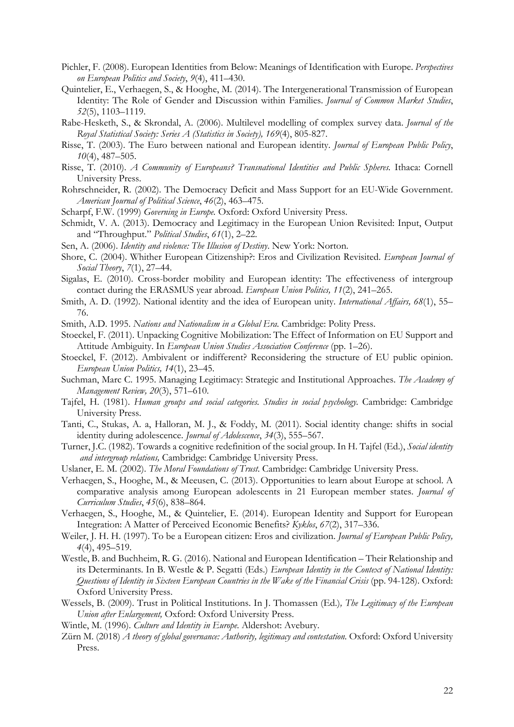Pichler, F. (2008). European Identities from Below: Meanings of Identification with Europe. *Perspectives on European Politics and Society*, *9*(4), 411–430.

Quintelier, E., Verhaegen, S., & Hooghe, M. (2014). The Intergenerational Transmission of European Identity: The Role of Gender and Discussion within Families. *Journal of Common Market Studies*, *52*(5), 1103–1119.

Rabe-Hesketh, S., & Skrondal, A. (2006). Multilevel modelling of complex survey data. *Journal of the Royal Statistical Society: Series A (Statistics in Society), 169*(4), 805-827.

Risse, T. (2003). The Euro between national and European identity. *Journal of European Public Policy*, *10*(4), 487–505.

Risse, T. (2010). *A Community of Europeans? Transnational Identities and Public Spheres.* Ithaca: Cornell University Press.

Rohrschneider, R. (2002). The Democracy Deficit and Mass Support for an EU-Wide Government. *American Journal of Political Science*, *46*(2), 463–475.

Scharpf, F.W. (1999) *Governing in Europe.* Oxford: Oxford University Press.

Schmidt, V. A. (2013). Democracy and Legitimacy in the European Union Revisited: Input, Output and "Throughput." *Political Studies*, *61*(1), 2–22.

Sen, A. (2006). *Identity and violence: The Illusion of Destiny*. New York: Norton.

Shore, C. (2004). Whither European Citizenship?: Eros and Civilization Revisited. *European Journal of Social Theory*, *7*(1), 27–44.

Sigalas, E. (2010). Cross-border mobility and European identity: The effectiveness of intergroup contact during the ERASMUS year abroad. *European Union Politics, 11*(2), 241–265.

Smith, A. D. (1992). National identity and the idea of European unity. *International Affairs, 68*(1), 55–76.

Smith, A.D. 1995. *Nations and Nationalism in a Global Era.* Cambridge: Polity Press.

Stoeckel, F. (2011). Unpacking Cognitive Mobilization: The Effect of Information on EU Support and Attitude Ambiguity. In *European Union Studies Association Conference* (pp. 1–26).

Stoeckel, F. (2012). Ambivalent or indifferent? Reconsidering the structure of EU public opinion. *European Union Politics, 14*(1), 23–45.

Suchman, Marc C. 1995. Managing Legitimacy: Strategic and Institutional Approaches. *The Academy of Management Review, 20*(3), 571–610.

Tajfel, H. (1981). *Human groups and social categories. Studies in social psychology.* Cambridge: Cambridge University Press.

Tanti, C., Stukas, A. a, Halloran, M. J., & Foddy, M. (2011). Social identity change: shifts in social identity during adolescence. *Journal of Adolescence*, *34*(3), 555–567.

Turner, J.C. (1982). Towards a cognitive redefinition of the social group. In H. Tajfel (Ed.), *Social identity and intergroup relations,* Cambridge: Cambridge University Press.

Uslaner, E. M. (2002). *The Moral Foundations of Trust.* Cambridge: Cambridge University Press.

Verhaegen, S., Hooghe, M., & Meeusen, C. (2013). Opportunities to learn about Europe at school. A comparative analysis among European adolescents in 21 European member states. *Journal of Curriculum Studies*, *45*(6), 838–864.

Verhaegen, S., Hooghe, M., & Quintelier, E. (2014). European Identity and Support for European Integration: A Matter of Perceived Economic Benefits? *Kyklos*, *67*(2), 317–336.

Weiler, J. H. H. (1997). To be a European citizen: Eros and civilization. *Journal of European Public Policy, 4*(4), 495–519.

Westle, B. and Buchheim, R. G. (2016). National and European Identification – Their Relationship and its Determinants. In B. Westle & P. Segatti (Eds.) *European Identity in the Context of National Identity: Questions of Identity in Sixteen European Countries in the Wake of the Financial Crisis* (pp. 94-128). Oxford: Oxford University Press.

Wessels, B. (2009). Trust in Political Institutions. In J. Thomassen (Ed.)*, The Legitimacy of the European Union after Enlargement,* Oxford: Oxford University Press.

Wintle, M. (1996). *Culture and Identity in Europe.* Aldershot: Avebury.

Zürn M. (2018) *A theory of global governance: Authority, legitimacy and contestation.* Oxford: Oxford University Press.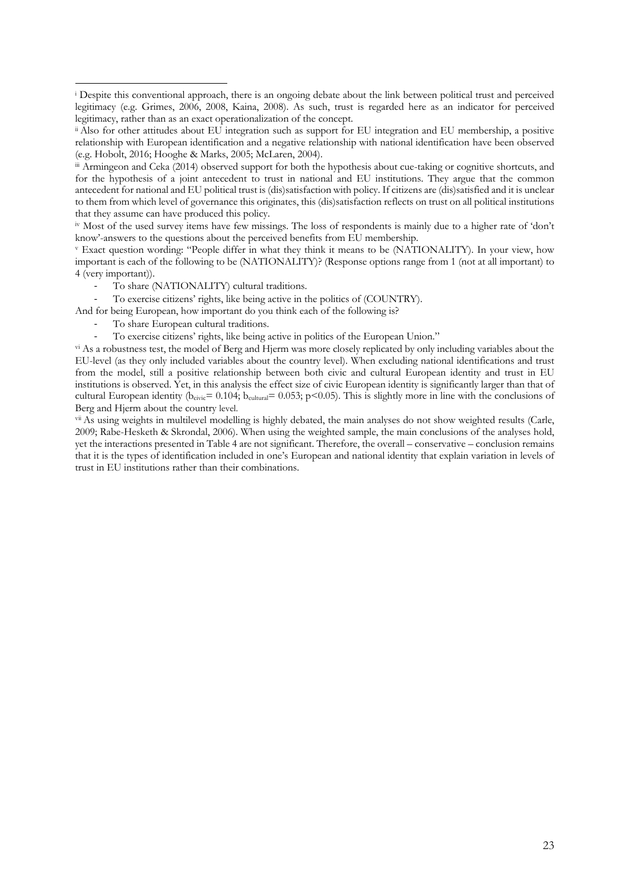[i] Despite this conventional approach, there is an ongoing debate about the link between political trust and perceived legitimacy (e.g. Grimes, 2006, 2008, Kaina, 2008). As such, trust is regarded here as an indicator for perceived legitimacy, rather than as an exact operationalization of the concept.

[ii] Also for other attitudes about EU integration such as support for EU integration and EU membership, a positive relationship with European identification and a negative relationship with national identification have been observed (e.g. Hobolt, 2016; Hooghe & Marks, 2005; McLaren, 2004).

[iii] Armingeon and Ceka (2014) observed support for both the hypothesis about cue-taking or cognitive shortcuts, and for the hypothesis of a joint antecedent to trust in national and EU institutions. They argue that the common antecedent for national and EU political trust is (dis)satisfaction with policy. If citizens are (dis)satisfied and it is unclear to them from which level of governance this originates, this (dis)satisfaction reflects on trust on all political institutions that they assume can have produced this policy.

[iv] Most of the used survey items have few missings. The loss of respondents is mainly due to a higher rate of 'don't know'-answers to the questions about the perceived benefits from EU membership.

[v] Exact question wording: "People differ in what they think it means to be (NATIONALITY). In your view, how important is each of the following to be (NATIONALITY)? (Response options range from 1 (not at all important) to 4 (very important)).

- To share (NATIONALITY) cultural traditions.
- To exercise citizens' rights, like being active in the politics of (COUNTRY).

And for being European, how important do you think each of the following is?

- To share European cultural traditions.
- To exercise citizens' rights, like being active in politics of the European Union."

[vi] As a robustness test, the model of Berg and Hjerm was more closely replicated by only including variables about the EU-level (as they only included variables about the country level). When excluding national identifications and trust from the model, still a positive relationship between both civic and cultural European identity and trust in EU institutions is observed. Yet, in this analysis the effect size of civic European identity is significantly larger than that of cultural European identity ($b_{civic}$= 0.104; $b_{cultural}$= 0.053; $p<0.05$). This is slightly more in line with the conclusions of Berg and Hjerm about the country level.

[vii] As using weights in multilevel modelling is highly debated, the main analyses do not show weighted results (Carle, 2009; Rabe-Hesketh & Skrondal, 2006). When using the weighted sample, the main conclusions of the analyses hold, yet the interactions presented in Table 4 are not significant. Therefore, the overall – conservative – conclusion remains that it is the types of identification included in one's European and national identity that explain variation in levels of trust in EU institutions rather than their combinations.